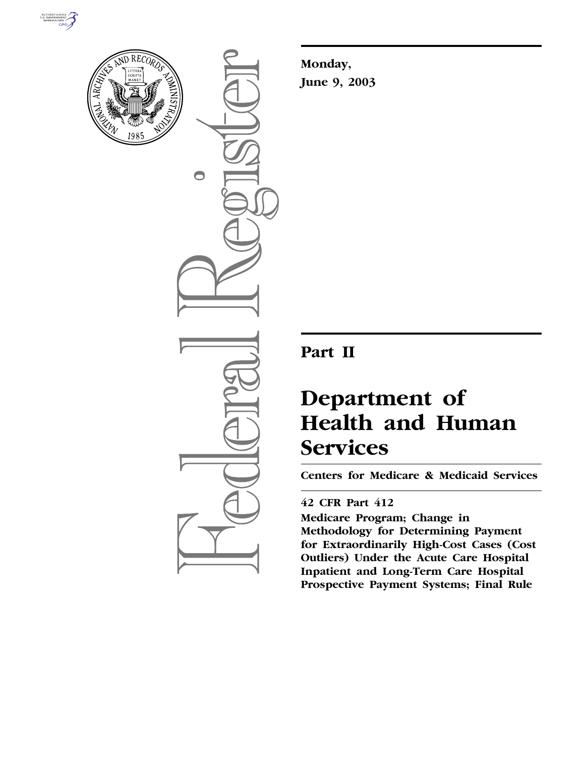Monday,

June 9, 2003

# Part II

# Department of Health and Human Services

## Centers for Medicare & Medicaid Services

### 42 CFR Part 412

**Medicare Program; Change in Methodology for Determining Payment for Extraordinarily High-Cost Cases (Cost Outliers) Under the Acute Care Hospital Inpatient and Long-Term Care Hospital Prospective Payment Systems; Final Rule**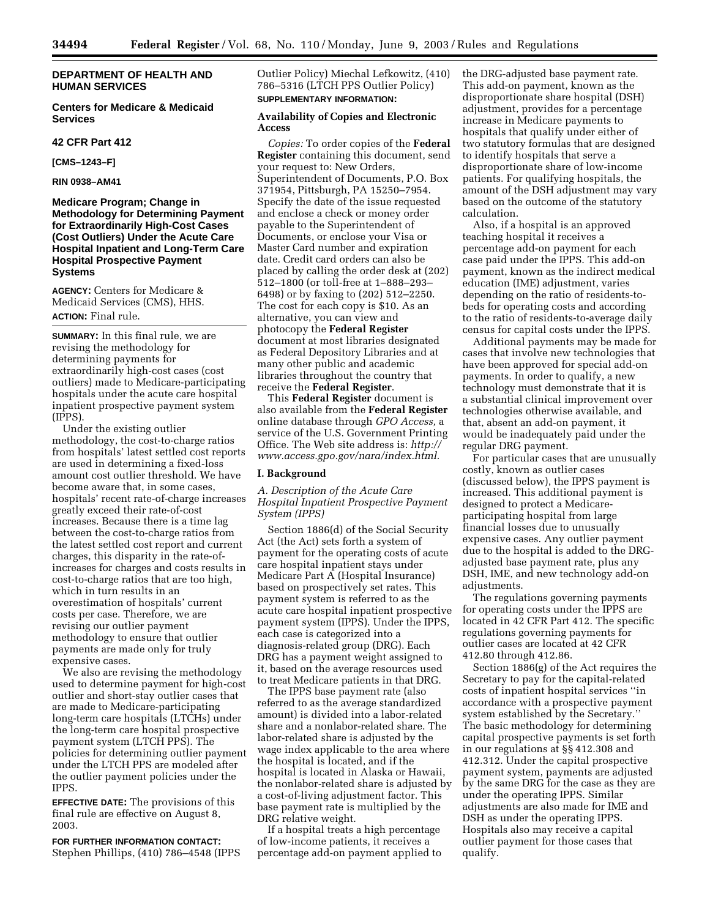**DEPARTMENT OF HEALTH AND HUMAN SERVICES**

**Centers for Medicare & Medicaid Services**

**42 CFR Part 412**

**[CMS–1243–F]**

**RIN 0938–AM41**

## Medicare Program; Change in Methodology for Determining Payment for Extraordinarily High-Cost Cases (Cost Outliers) Under the Acute Care Hospital Inpatient and Long-Term Care Hospital Prospective Payment Systems

**AGENCY:** Centers for Medicare & Medicaid Services (CMS), HHS.

**ACTION:** Final rule.

**SUMMARY:** In this final rule, we are revising the methodology for determining payments for extraordinarily high-cost cases (cost outliers) made to Medicare-participating hospitals under the acute care hospital inpatient prospective payment system (IPPS).

Under the existing outlier methodology, the cost-to-charge ratios from hospitals' latest settled cost reports are used in determining a fixed-loss amount cost outlier threshold. We have become aware that, in some cases, hospitals' recent rate-of-charge increases greatly exceed their rate-of-cost increases. Because there is a time lag between the cost-to-charge ratios from the latest settled cost report and current charges, this disparity in the rate-of-increases for charges and costs results in cost-to-charge ratios that are too high, which in turn results in an overestimation of hospitals' current costs per case. Therefore, we are revising our outlier payment methodology to ensure that outlier payments are made only for truly expensive cases.

We also are revising the methodology used to determine payment for high-cost outlier and short-stay outlier cases that are made to Medicare-participating long-term care hospitals (LTCHs) under the long-term care hospital prospective payment system (LTCH PPS). The policies for determining outlier payment under the LTCH PPS are modeled after the outlier payment policies under the IPPS.

**EFFECTIVE DATE:** The provisions of this final rule are effective on August 8, 2003.

**FOR FURTHER INFORMATION CONTACT:** Stephen Phillips, (410) 786–4548 (IPPS Outlier Policy) Miechal Lefkowitz, (410) 786–5316 (LTCH PPS Outlier Policy)

**SUPPLEMENTARY INFORMATION:**

### Availability of Copies and Electronic Access

*Copies:* To order copies of the **Federal Register** containing this document, send your request to: New Orders, Superintendent of Documents, P.O. Box 371954, Pittsburgh, PA 15250–7954. Specify the date of the issue requested and enclose a check or money order payable to the Superintendent of Documents, or enclose your Visa or Master Card number and expiration date. Credit card orders can also be placed by calling the order desk at (202) 512–1800 (or toll-free at 1–888–293–6498) or by faxing to (202) 512–2250. The cost for each copy is $10. As an alternative, you can view and photocopy the **Federal Register** document at most libraries designated as Federal Depository Libraries and at many other public and academic libraries throughout the country that receive the **Federal Register**.

This **Federal Register** document is also available from the **Federal Register** online database through *GPO Access,* a service of the U.S. Government Printing Office. The Web site address is: *http://www.access.gpo.gov/nara/index.html.*

### I. Background

#### *A. Description of the Acute Care Hospital Inpatient Prospective Payment System (IPPS)*

Section 1886(d) of the Social Security Act (the Act) sets forth a system of payment for the operating costs of acute care hospital inpatient stays under Medicare Part A (Hospital Insurance) based on prospectively set rates. This payment system is referred to as the acute care hospital inpatient prospective payment system (IPPS). Under the IPPS, each case is categorized into a diagnosis-related group (DRG). Each DRG has a payment weight assigned to it, based on the average resources used to treat Medicare patients in that DRG.

The IPPS base payment rate (also referred to as the average standardized amount) is divided into a labor-related share and a nonlabor-related share. The labor-related share is adjusted by the wage index applicable to the area where the hospital is located, and if the hospital is located in Alaska or Hawaii, the nonlabor-related share is adjusted by a cost-of-living adjustment factor. This base payment rate is multiplied by the DRG relative weight.

If a hospital treats a high percentage of low-income patients, it receives a percentage add-on payment applied to the DRG-adjusted base payment rate. This add-on payment, known as the disproportionate share hospital (DSH) adjustment, provides for a percentage increase in Medicare payments to hospitals that qualify under either of two statutory formulas that are designed to identify hospitals that serve a disproportionate share of low-income patients. For qualifying hospitals, the amount of the DSH adjustment may vary based on the outcome of the statutory calculation.

Also, if a hospital is an approved teaching hospital it receives a percentage add-on payment for each case paid under the IPPS. This add-on payment, known as the indirect medical education (IME) adjustment, varies depending on the ratio of residents-to-beds for operating costs and according to the ratio of residents-to-average daily census for capital costs under the IPPS.

Additional payments may be made for cases that involve new technologies that have been approved for special add-on payments. In order to qualify, a new technology must demonstrate that it is a substantial clinical improvement over technologies otherwise available, and that, absent an add-on payment, it would be inadequately paid under the regular DRG payment.

For particular cases that are unusually costly, known as outlier cases (discussed below), the IPPS payment is increased. This additional payment is designed to protect a Medicare-participating hospital from large financial losses due to unusually expensive cases. Any outlier payment due to the hospital is added to the DRG-adjusted base payment rate, plus any DSH, IME, and new technology add-on adjustments.

The regulations governing payments for operating costs under the IPPS are located in 42 CFR Part 412. The specific regulations governing payments for outlier cases are located at 42 CFR 412.80 through 412.86.

Section 1886(g) of the Act requires the Secretary to pay for the capital-related costs of inpatient hospital services "in accordance with a prospective payment system established by the Secretary." The basic methodology for determining capital prospective payments is set forth in our regulations at §§ 412.308 and 412.312. Under the capital prospective payment system, payments are adjusted by the same DRG for the case as they are under the operating IPPS. Similar adjustments are also made for IME and DSH as under the operating IPPS. Hospitals also may receive a capital outlier payment for those cases that qualify.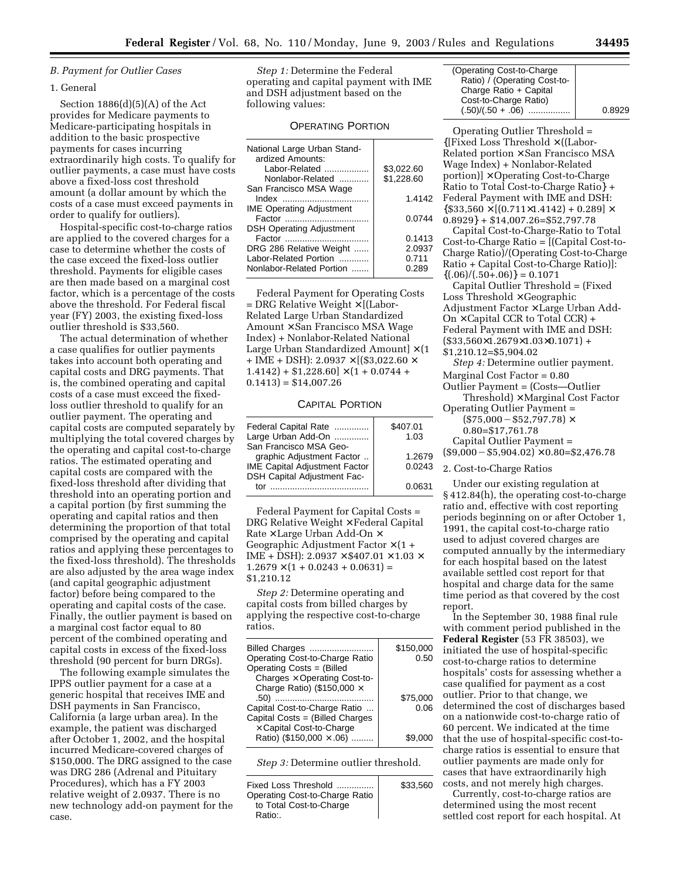## B. Payment for Outlier Cases

### 1. General

Section 1886(d)(5)(A) of the Act provides for Medicare payments to Medicare-participating hospitals in addition to the basic prospective payments for cases incurring extraordinarily high costs. To qualify for outlier payments, a case must have costs above a fixed-loss cost threshold amount (a dollar amount by which the costs of a case must exceed payments in order to qualify for outliers).

Hospital-specific cost-to-charge ratios are applied to the covered charges for a case to determine whether the costs of the case exceed the fixed-loss outlier threshold. Payments for eligible cases are then made based on a marginal cost factor, which is a percentage of the costs above the threshold. For Federal fiscal year (FY) 2003, the existing fixed-loss outlier threshold is $33,560.

The actual determination of whether a case qualifies for outlier payments takes into account both operating and capital costs and DRG payments. That is, the combined operating and capital costs of a case must exceed the fixed-loss outlier threshold to qualify for an outlier payment. The operating and capital costs are computed separately by multiplying the total covered charges by the operating and capital cost-to-charge ratios. The estimated operating and capital costs are compared with the fixed-loss threshold after dividing that threshold into an operating portion and a capital portion (by first summing the operating and capital ratios and then determining the proportion of that total comprised by the operating and capital ratios and applying these percentages to the fixed-loss threshold). The thresholds are also adjusted by the area wage index (and capital geographic adjustment factor) before being compared to the operating and capital costs of the case. Finally, the outlier payment is based on a marginal cost factor equal to 80 percent of the combined operating and capital costs in excess of the fixed-loss threshold (90 percent for burn DRGs).

The following example simulates the IPPS outlier payment for a case at a generic hospital that receives IME and DSH payments in San Francisco, California (a large urban area). In the example, the patient was discharged after October 1, 2002, and the hospital incurred Medicare-covered charges of $150,000. The DRG assigned to the case was DRG 286 (Adrenal and Pituitary Procedures), which has a FY 2003 relative weight of 2.0937. There is no new technology add-on payment for the case.

*Step 1:* Determine the Federal operating and capital payment with IME and DSH adjustment based on the following values:

OPERATING PORTION

| | |
|---|---|
| National Large Urban Standardized Amounts: | |
| Labor-Related | $3,022.60 |
| Nonlabor-Related | $1,228.60 |
| San Francisco MSA Wage Index | 1.4142 |
| IME Operating Adjustment Factor | 0.0744 |
| DSH Operating Adjustment Factor | 0.1413 |
| DRG 286 Relative Weight | 2.0937 |
| Labor-Related Portion | 0.711 |
| Nonlabor-Related Portion | 0.289 |

Federal Payment for Operating Costs = DRG Relative Weight × [(Labor-Related Large Urban Standardized Amount × San Francisco MSA Wage Index) + Nonlabor-Related National Large Urban Standardized Amount] × (1 + IME + DSH): 2.0937 × [($3,022.60 × 1.4142) + $1,228.60] × (1 + 0.0744 + 0.1413) = $14,007.26

CAPITAL PORTION

| | |
|---|---|
| Federal Capital Rate | $407.01 |
| Large Urban Add-On | 1.03 |
| San Francisco MSA Geographic Adjustment Factor | 1.2679 |
| IME Capital Adjustment Factor | 0.0243 |
| DSH Capital Adjustment Factor | 0.0631 |

Federal Payment for Capital Costs = DRG Relative Weight × Federal Capital Rate × Large Urban Add-On × Geographic Adjustment Factor × (1 + IME + DSH): 2.0937 × $407.01 × 1.03 × 1.2679 × (1 + 0.0243 + 0.0631) = $1,210.12

*Step 2:* Determine operating and capital costs from billed charges by applying the respective cost-to-charge ratios.

| | |
|---|---|
| Billed Charges | $150,000 |
| Operating Cost-to-Charge Ratio | 0.50 |
| Operating Costs = (Billed Charges × Operating Cost-to-Charge Ratio) ($150,000 × .50) | $75,000 |
| Capital Cost-to-Charge Ratio | 0.06 |
| Capital Costs = (Billed Charges × Capital Cost-to-Charge Ratio) ($150,000 × .06) | $9,000 |

*Step 3:* Determine outlier threshold.

| | |
|---|---|
| Fixed Loss Threshold | $33,560 |
| Operating Cost-to-Charge Ratio to Total Cost-to-Charge Ratio:. | |
| (Operating Cost-to-Charge Ratio) / (Operating Cost-to-Charge Ratio + Capital Cost-to-Charge Ratio) (.50)/(.50 + .06) | 0.8929 |

Operating Outlier Threshold = {[Fixed Loss Threshold × ((Labor-Related portion × San Francisco MSA Wage Index) + Nonlabor-Related portion)] × Operating Cost-to-Charge Ratio to Total Cost-to-Charge Ratio} + Federal Payment with IME and DSH: {$33,560 × [(0.711 × 1.4142) + 0.289] × 0.8929} + $14,007.26 = $52,797.78

Capital Cost-to-Charge-Ratio to Total Cost-to-Charge Ratio = [(Capital Cost-to-Charge Ratio)/(Operating Cost-to-Charge Ratio + Capital Cost-to-Charge Ratio)]: {(.06)/(.50+.06)} = 0.1071

Capital Outlier Threshold = (Fixed Loss Threshold × Geographic Adjustment Factor × Large Urban Add-On × Capital CCR to Total CCR) + Federal Payment with IME and DSH: ($33,560 × 1.2679 × 1.03 × 0.1071) + $1,210.12 = $5,904.02

*Step 4:* Determine outlier payment.

Marginal Cost Factor = 0.80

Outlier Payment = (Costs—Outlier Threshold) × Marginal Cost Factor

Operating Outlier Payment = ($75,000 − $52,797.78) × 0.80 = $17,761.78

Capital Outlier Payment = ($9,000 − $5,904.02) × 0.80 = $2,476.78

### 2. Cost-to-Charge Ratios

Under our existing regulation at § 412.84(h), the operating cost-to-charge ratio and, effective with cost reporting periods beginning on or after October 1, 1991, the capital cost-to-charge ratio used to adjust covered charges are computed annually by the intermediary for each hospital based on the latest available settled cost report for that hospital and charge data for the same time period as that covered by the cost report.

In the September 30, 1988 final rule with comment period published in the **Federal Register** (53 FR 38503), we initiated the use of hospital-specific cost-to-charge ratios to determine hospitals' costs for assessing whether a case qualified for payment as a cost outlier. Prior to that change, we determined the cost of discharges based on a nationwide cost-to-charge ratio of 60 percent. We indicated at the time that the use of hospital-specific cost-to-charge ratios is essential to ensure that outlier payments are made only for cases that have extraordinarily high costs, and not merely high charges.

Currently, cost-to-charge ratios are determined using the most recent settled cost report for each hospital. At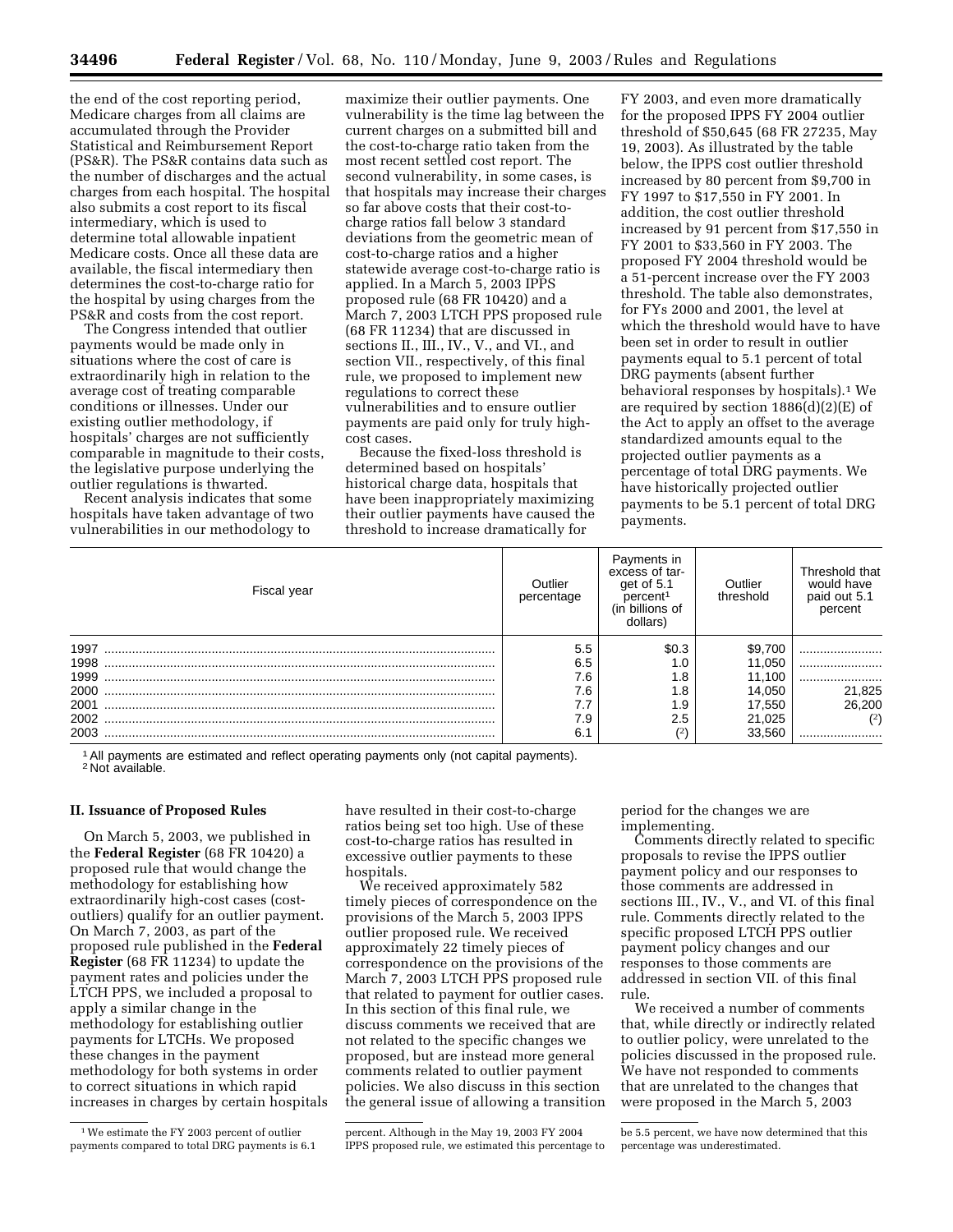the end of the cost reporting period, Medicare charges from all claims are accumulated through the Provider Statistical and Reimbursement Report (PS&R). The PS&R contains data such as the number of discharges and the actual charges from each hospital. The hospital also submits a cost report to its fiscal intermediary, which is used to determine total allowable inpatient Medicare costs. Once all these data are available, the fiscal intermediary then determines the cost-to-charge ratio for the hospital by using charges from the PS&R and costs from the cost report.

The Congress intended that outlier payments would be made only in situations where the cost of care is extraordinarily high in relation to the average cost of treating comparable conditions or illnesses. Under our existing outlier methodology, if hospitals' charges are not sufficiently comparable in magnitude to their costs, the legislative purpose underlying the outlier regulations is thwarted.

Recent analysis indicates that some hospitals have taken advantage of two vulnerabilities in our methodology to maximize their outlier payments. One vulnerability is the time lag between the current charges on a submitted bill and the cost-to-charge ratio taken from the most recent settled cost report. The second vulnerability, in some cases, is that hospitals may increase their charges so far above costs that their cost-to-charge ratios fall below 3 standard deviations from the geometric mean of cost-to-charge ratios and a higher statewide average cost-to-charge ratio is applied. In a March 5, 2003 IPPS proposed rule (68 FR 10420) and a March 7, 2003 LTCH PPS proposed rule (68 FR 11234) that are discussed in sections II., III., IV., V., and VI., and section VII., respectively, of this final rule, we proposed to implement new regulations to correct these vulnerabilities and to ensure outlier payments are paid only for truly high-cost cases.

Because the fixed-loss threshold is determined based on hospitals' historical charge data, hospitals that have been inappropriately maximizing their outlier payments have caused the threshold to increase dramatically for FY 2003, and even more dramatically for the proposed IPPS FY 2004 outlier threshold of $50,645 (68 FR 27235, May 19, 2003). As illustrated by the table below, the IPPS cost outlier threshold increased by 80 percent from $9,700 in FY 1997 to $17,550 in FY 2001. In addition, the cost outlier threshold increased by 91 percent from $17,550 in FY 2001 to $33,560 in FY 2003. The proposed FY 2004 threshold would be a 51-percent increase over the FY 2003 threshold. The table also demonstrates, for FYs 2000 and 2001, the level at which the threshold would have to have been set in order to result in outlier payments equal to 5.1 percent of total DRG payments (absent further behavioral responses by hospitals).[1] We are required by section 1886(d)(2)(E) of the Act to apply an offset to the average standardized amounts equal to the projected outlier payments as a percentage of total DRG payments. We have historically projected outlier payments to be 5.1 percent of total DRG payments.

| Fiscal year | Outlier percentage | Payments in excess of target of 5.1 percent[1] (in billions of dollars) | Outlier threshold | Threshold that would have paid out 5.1 percent |
|---|---|---|---|---|
| 1997 | 5.5 | $0.3 | $9,700 | |
| 1998 | 6.5 | 1.0 | 11,050 | |
| 1999 | 7.6 | 1.8 | 11,100 | |
| 2000 | 7.6 | 1.8 | 14,050 | 21,825 |
| 2001 | 7.7 | 1.9 | 17,550 | 26,200 |
| 2002 | 7.9 | 2.5 | 21,025 | (2) |
| 2003 | 6.1 | (2) | 33,560 | |

[1] All payments are estimated and reflect operating payments only (not capital payments).
[2] Not available.

## II. Issuance of Proposed Rules

On March 5, 2003, we published in the **Federal Register** (68 FR 10420) a proposed rule that would change the methodology for establishing how extraordinarily high-cost cases (cost-outliers) qualify for an outlier payment. On March 7, 2003, as part of the proposed rule published in the **Federal Register** (68 FR 11234) to update the payment rates and policies under the LTCH PPS, we included a proposal to apply a similar change in the methodology for establishing outlier payments for LTCHs. We proposed these changes in the payment methodology for both systems in order to correct situations in which rapid increases in charges by certain hospitals have resulted in their cost-to-charge ratios being set too high. Use of these cost-to-charge ratios has resulted in excessive outlier payments to these hospitals.

We received approximately 582 timely pieces of correspondence on the provisions of the March 5, 2003 IPPS outlier proposed rule. We received approximately 22 timely pieces of correspondence on the provisions of the March 7, 2003 LTCH PPS proposed rule that related to payment for outlier cases. In this section of this final rule, we discuss comments we received that are not related to the specific changes we proposed, but are instead more general comments related to outlier payment policies. We also discuss in this section the general issue of allowing a transition period for the changes we are implementing.

Comments directly related to specific proposals to revise the IPPS outlier payment policy and our responses to those comments are addressed in sections III., IV., V., and VI. of this final rule. Comments directly related to the specific proposed LTCH PPS outlier payment policy changes and our responses to those comments are addressed in section VII. of this final rule.

We received a number of comments that, while directly or indirectly related to outlier policy, were unrelated to the policies discussed in the proposed rule. We have not responded to comments that are unrelated to the changes that were proposed in the March 5, 2003

---

[1] We estimate the FY 2003 percent of outlier payments compared to total DRG payments is 6.1 percent. Although in the May 19, 2003 FY 2004 IPPS proposed rule, we estimated this percentage to be 5.5 percent, we have now determined that this percentage was underestimated.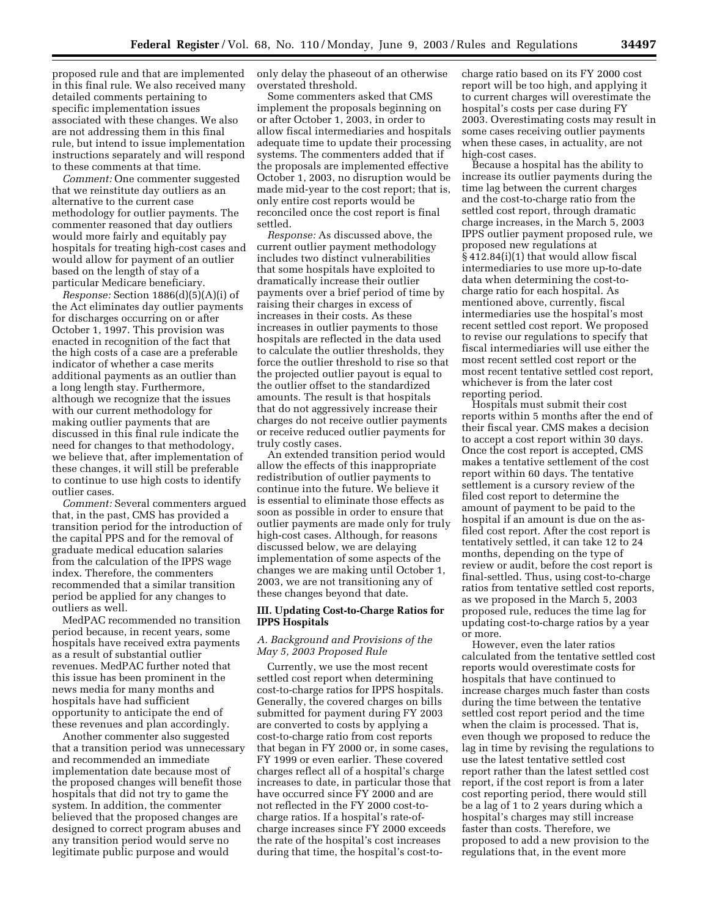proposed rule and that are implemented in this final rule. We also received many detailed comments pertaining to specific implementation issues associated with these changes. We also are not addressing them in this final rule, but intend to issue implementation instructions separately and will respond to these comments at that time.

*Comment:* One commenter suggested that we reinstitute day outliers as an alternative to the current case methodology for outlier payments. The commenter reasoned that day outliers would more fairly and equitably pay hospitals for treating high-cost cases and would allow for payment of an outlier based on the length of stay of a particular Medicare beneficiary.

*Response:* Section 1886(d)(5)(A)(i) of the Act eliminates day outlier payments for discharges occurring on or after October 1, 1997. This provision was enacted in recognition of the fact that the high costs of a case are a preferable indicator of whether a case merits additional payments as an outlier than a long length stay. Furthermore, although we recognize that the issues with our current methodology for making outlier payments that are discussed in this final rule indicate the need for changes to that methodology, we believe that, after implementation of these changes, it will still be preferable to continue to use high costs to identify outlier cases.

*Comment:* Several commenters argued that, in the past, CMS has provided a transition period for the introduction of the capital PPS and for the removal of graduate medical education salaries from the calculation of the IPPS wage index. Therefore, the commenters recommended that a similar transition period be applied for any changes to outliers as well.

MedPAC recommended no transition period because, in recent years, some hospitals have received extra payments as a result of substantial outlier revenues. MedPAC further noted that this issue has been prominent in the news media for many months and hospitals have had sufficient opportunity to anticipate the end of these revenues and plan accordingly.

Another commenter also suggested that a transition period was unnecessary and recommended an immediate implementation date because most of the proposed changes will benefit those hospitals that did not try to game the system. In addition, the commenter believed that the proposed changes are designed to correct program abuses and any transition period would serve no legitimate public purpose and would only delay the phaseout of an otherwise overstated threshold.

Some commenters asked that CMS implement the proposals beginning on or after October 1, 2003, in order to allow fiscal intermediaries and hospitals adequate time to update their processing systems. The commenters added that if the proposals are implemented effective October 1, 2003, no disruption would be made mid-year to the cost report; that is, only entire cost reports would be reconciled once the cost report is final settled.

*Response:* As discussed above, the current outlier payment methodology includes two distinct vulnerabilities that some hospitals have exploited to dramatically increase their outlier payments over a brief period of time by raising their charges in excess of increases in their costs. As these increases in outlier payments to those hospitals are reflected in the data used to calculate the outlier thresholds, they force the outlier threshold to rise so that the projected outlier payout is equal to the outlier offset to the standardized amounts. The result is that hospitals that do not aggressively increase their charges do not receive outlier payments or receive reduced outlier payments for truly costly cases.

An extended transition period would allow the effects of this inappropriate redistribution of outlier payments to continue into the future. We believe it is essential to eliminate those effects as soon as possible in order to ensure that outlier payments are made only for truly high-cost cases. Although, for reasons discussed below, we are delaying implementation of some aspects of the changes we are making until October 1, 2003, we are not transitioning any of these changes beyond that date.

## III. Updating Cost-to-Charge Ratios for IPPS Hospitals

### *A. Background and Provisions of the May 5, 2003 Proposed Rule*

Currently, we use the most recent settled cost report when determining cost-to-charge ratios for IPPS hospitals. Generally, the covered charges on bills submitted for payment during FY 2003 are converted to costs by applying a cost-to-charge ratio from cost reports that began in FY 2000 or, in some cases, FY 1999 or even earlier. These covered charges reflect all of a hospital's charge increases to date, in particular those that have occurred since FY 2000 and are not reflected in the FY 2000 cost-to-charge ratios. If a hospital's rate-of-charge increases since FY 2000 exceeds the rate of the hospital's cost increases during that time, the hospital's cost-to-charge ratio based on its FY 2000 cost report will be too high, and applying it to current charges will overestimate the hospital's costs per case during FY 2003. Overestimating costs may result in some cases receiving outlier payments when these cases, in actuality, are not high-cost cases.

Because a hospital has the ability to increase its outlier payments during the time lag between the current charges and the cost-to-charge ratio from the settled cost report, through dramatic charge increases, in the March 5, 2003 IPPS outlier payment proposed rule, we proposed new regulations at § 412.84(i)(1) that would allow fiscal intermediaries to use more up-to-date data when determining the cost-to-charge ratio for each hospital. As mentioned above, currently, fiscal intermediaries use the hospital's most recent settled cost report. We proposed to revise our regulations to specify that fiscal intermediaries will use either the most recent settled cost report or the most recent tentative settled cost report, whichever is from the later cost reporting period.

Hospitals must submit their cost reports within 5 months after the end of their fiscal year. CMS makes a decision to accept a cost report within 30 days. Once the cost report is accepted, CMS makes a tentative settlement of the cost report within 60 days. The tentative settlement is a cursory review of the filed cost report to determine the amount of payment to be paid to the hospital if an amount is due on the as-filed cost report. After the cost report is tentatively settled, it can take 12 to 24 months, depending on the type of review or audit, before the cost report is final-settled. Thus, using cost-to-charge ratios from tentative settled cost reports, as we proposed in the March 5, 2003 proposed rule, reduces the time lag for updating cost-to-charge ratios by a year or more.

However, even the later ratios calculated from the tentative settled cost reports would overestimate costs for hospitals that have continued to increase charges much faster than costs during the time between the tentative settled cost report period and the time when the claim is processed. That is, even though we proposed to reduce the lag in time by revising the regulations to use the latest tentative settled cost report rather than the latest settled cost report, if the cost report is from a later cost reporting period, there would still be a lag of 1 to 2 years during which a hospital's charges may still increase faster than costs. Therefore, we proposed to add a new provision to the regulations that, in the event more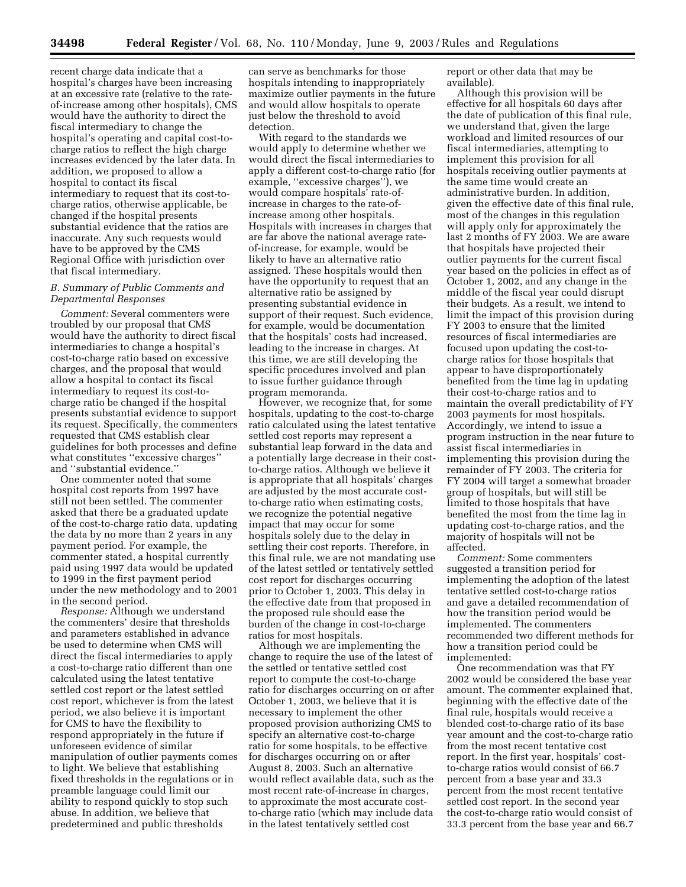recent charge data indicate that a hospital's charges have been increasing at an excessive rate (relative to the rate-of-increase among other hospitals), CMS would have the authority to direct the fiscal intermediary to change the hospital's operating and capital cost-to-charge ratios to reflect the high charge increases evidenced by the later data. In addition, we proposed to allow a hospital to contact its fiscal intermediary to request that its cost-to-charge ratios, otherwise applicable, be changed if the hospital presents substantial evidence that the ratios are inaccurate. Any such requests would have to be approved by the CMS Regional Office with jurisdiction over that fiscal intermediary.

### *B. Summary of Public Comments and Departmental Responses*

*Comment:* Several commenters were troubled by our proposal that CMS would have the authority to direct fiscal intermediaries to change a hospital's cost-to-charge ratio based on excessive charges, and the proposal that would allow a hospital to contact its fiscal intermediary to request its cost-to-charge ratio be changed if the hospital presents substantial evidence to support its request. Specifically, the commenters requested that CMS establish clear guidelines for both processes and define what constitutes ''excessive charges'' and ''substantial evidence.''

One commenter noted that some hospital cost reports from 1997 have still not been settled. The commenter asked that there be a graduated update of the cost-to-charge ratio data, updating the data by no more than 2 years in any payment period. For example, the commenter stated, a hospital currently paid using 1997 data would be updated to 1999 in the first payment period under the new methodology and to 2001 in the second period.

*Response:* Although we understand the commenters' desire that thresholds and parameters established in advance be used to determine when CMS will direct the fiscal intermediaries to apply a cost-to-charge ratio different than one calculated using the latest tentative settled cost report or the latest settled cost report, whichever is from the latest period, we also believe it is important for CMS to have the flexibility to respond appropriately in the future if unforeseen evidence of similar manipulation of outlier payments comes to light. We believe that establishing fixed thresholds in the regulations or in preamble language could limit our ability to respond quickly to stop such abuse. In addition, we believe that predetermined and public thresholds can serve as benchmarks for those hospitals intending to inappropriately maximize outlier payments in the future and would allow hospitals to operate just below the threshold to avoid detection.

With regard to the standards we would apply to determine whether we would direct the fiscal intermediaries to apply a different cost-to-charge ratio (for example, ''excessive charges''), we would compare hospitals' rate-of-increase in charges to the rate-of-increase among other hospitals. Hospitals with increases in charges that are far above the national average rate-of-increase, for example, would be likely to have an alternative ratio assigned. These hospitals would then have the opportunity to request that an alternative ratio be assigned by presenting substantial evidence in support of their request. Such evidence, for example, would be documentation that the hospitals' costs had increased, leading to the increase in charges. At this time, we are still developing the specific procedures involved and plan to issue further guidance through program memoranda.

However, we recognize that, for some hospitals, updating to the cost-to-charge ratio calculated using the latest tentative settled cost reports may represent a substantial leap forward in the data and a potentially large decrease in their cost-to-charge ratios. Although we believe it is appropriate that all hospitals' charges are adjusted by the most accurate cost-to-charge ratio when estimating costs, we recognize the potential negative impact that may occur for some hospitals solely due to the delay in settling their cost reports. Therefore, in this final rule, we are not mandating use of the latest settled or tentatively settled cost report for discharges occurring prior to October 1, 2003. This delay in the effective date from that proposed in the proposed rule should ease the burden of the change in cost-to-charge ratios for most hospitals.

Although we are implementing the change to require the use of the latest of the settled or tentative settled cost report to compute the cost-to-charge ratio for discharges occurring on or after October 1, 2003, we believe that it is necessary to implement the other proposed provision authorizing CMS to specify an alternative cost-to-charge ratio for some hospitals, to be effective for discharges occurring on or after August 8, 2003. Such an alternative would reflect available data, such as the most recent rate-of-increase in charges, to approximate the most accurate cost-to-charge ratio (which may include data in the latest tentatively settled cost report or other data that may be available).

Although this provision will be effective for all hospitals 60 days after the date of publication of this final rule, we understand that, given the large workload and limited resources of our fiscal intermediaries, attempting to implement this provision for all hospitals receiving outlier payments at the same time would create an administrative burden. In addition, given the effective date of this final rule, most of the changes in this regulation will apply only for approximately the last 2 months of FY 2003. We are aware that hospitals have projected their outlier payments for the current fiscal year based on the policies in effect as of October 1, 2002, and any change in the middle of the fiscal year could disrupt their budgets. As a result, we intend to limit the impact of this provision during FY 2003 to ensure that the limited resources of fiscal intermediaries are focused upon updating the cost-to-charge ratios for those hospitals that appear to have disproportionately benefited from the time lag in updating their cost-to-charge ratios and to maintain the overall predictability of FY 2003 payments for most hospitals. Accordingly, we intend to issue a program instruction in the near future to assist fiscal intermediaries in implementing this provision during the remainder of FY 2003. The criteria for FY 2004 will target a somewhat broader group of hospitals, but will still be limited to those hospitals that have benefited the most from the time lag in updating cost-to-charge ratios, and the majority of hospitals will not be affected.

*Comment:* Some commenters suggested a transition period for implementing the adoption of the latest tentative settled cost-to-charge ratios and gave a detailed recommendation of how the transition period would be implemented. The commenters recommended two different methods for how a transition period could be implemented:

One recommendation was that FY 2002 would be considered the base year amount. The commenter explained that, beginning with the effective date of the final rule, hospitals would receive a blended cost-to-charge ratio of its base year amount and the cost-to-charge ratio from the most recent tentative cost report. In the first year, hospitals' cost-to-charge ratios would consist of 66.7 percent from a base year and 33.3 percent from the most recent tentative settled cost report. In the second year the cost-to-charge ratio would consist of 33.3 percent from the base year and 66.7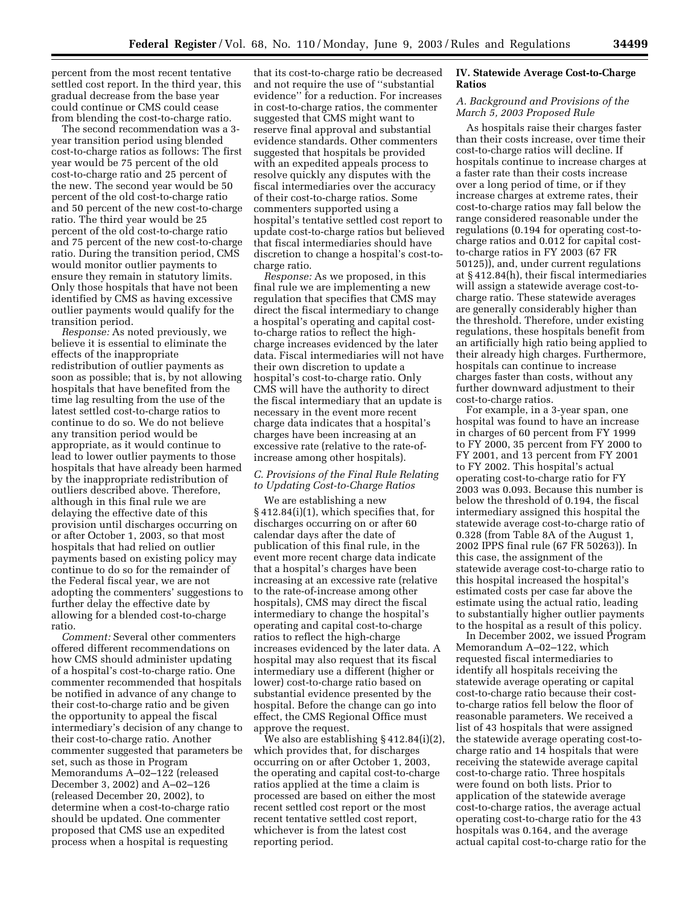percent from the most recent tentative settled cost report. In the third year, this gradual decrease from the base year could continue or CMS could cease from blending the cost-to-charge ratio.

The second recommendation was a 3-year transition period using blended cost-to-charge ratios as follows: The first year would be 75 percent of the old cost-to-charge ratio and 25 percent of the new. The second year would be 50 percent of the old cost-to-charge ratio and 50 percent of the new cost-to-charge ratio. The third year would be 25 percent of the old cost-to-charge ratio and 75 percent of the new cost-to-charge ratio. During the transition period, CMS would monitor outlier payments to ensure they remain in statutory limits. Only those hospitals that have not been identified by CMS as having excessive outlier payments would qualify for the transition period.

*Response:* As noted previously, we believe it is essential to eliminate the effects of the inappropriate redistribution of outlier payments as soon as possible; that is, by not allowing hospitals that have benefited from the time lag resulting from the use of the latest settled cost-to-charge ratios to continue to do so. We do not believe any transition period would be appropriate, as it would continue to lead to lower outlier payments to those hospitals that have already been harmed by the inappropriate redistribution of outliers described above. Therefore, although in this final rule we are delaying the effective date of this provision until discharges occurring on or after October 1, 2003, so that most hospitals that had relied on outlier payments based on existing policy may continue to do so for the remainder of the Federal fiscal year, we are not adopting the commenters' suggestions to further delay the effective date by allowing for a blended cost-to-charge ratio.

*Comment:* Several other commenters offered different recommendations on how CMS should administer updating of a hospital's cost-to-charge ratio. One commenter recommended that hospitals be notified in advance of any change to their cost-to-charge ratio and be given the opportunity to appeal the fiscal intermediary's decision of any change to their cost-to-charge ratio. Another commenter suggested that parameters be set, such as those in Program Memorandums A–02–122 (released December 3, 2002) and A–02–126 (released December 20, 2002), to determine when a cost-to-charge ratio should be updated. One commenter proposed that CMS use an expedited process when a hospital is requesting that its cost-to-charge ratio be decreased and not require the use of ''substantial evidence'' for a reduction. For increases in cost-to-charge ratios, the commenter suggested that CMS might want to reserve final approval and substantial evidence standards. Other commenters suggested that hospitals be provided with an expedited appeals process to resolve quickly any disputes with the fiscal intermediaries over the accuracy of their cost-to-charge ratios. Some commenters supported using a hospital's tentative settled cost report to update cost-to-charge ratios but believed that fiscal intermediaries should have discretion to change a hospital's cost-to-charge ratio.

*Response:* As we proposed, in this final rule we are implementing a new regulation that specifies that CMS may direct the fiscal intermediary to change a hospital's operating and capital cost-to-charge ratios to reflect the high-charge increases evidenced by the later data. Fiscal intermediaries will not have their own discretion to update a hospital's cost-to-charge ratio. Only CMS will have the authority to direct the fiscal intermediary that an update is necessary in the event more recent charge data indicates that a hospital's charges have been increasing at an excessive rate (relative to the rate-of-increase among other hospitals).

### *C. Provisions of the Final Rule Relating to Updating Cost-to-Charge Ratios*

We are establishing a new § 412.84(i)(1), which specifies that, for discharges occurring on or after 60 calendar days after the date of publication of this final rule, in the event more recent charge data indicate that a hospital's charges have been increasing at an excessive rate (relative to the rate-of-increase among other hospitals), CMS may direct the fiscal intermediary to change the hospital's operating and capital cost-to-charge ratios to reflect the high-charge increases evidenced by the later data. A hospital may also request that its fiscal intermediary use a different (higher or lower) cost-to-charge ratio based on substantial evidence presented by the hospital. Before the change can go into effect, the CMS Regional Office must approve the request.

We also are establishing § 412.84(i)(2), which provides that, for discharges occurring on or after October 1, 2003, the operating and capital cost-to-charge ratios applied at the time a claim is processed are based on either the most recent settled cost report or the most recent tentative settled cost report, whichever is from the latest cost reporting period.

## IV. Statewide Average Cost-to-Charge Ratios

### *A. Background and Provisions of the March 5, 2003 Proposed Rule*

As hospitals raise their charges faster than their costs increase, over time their cost-to-charge ratios will decline. If hospitals continue to increase charges at a faster rate than their costs increase over a long period of time, or if they increase charges at extreme rates, their cost-to-charge ratios may fall below the range considered reasonable under the regulations (0.194 for operating cost-to-charge ratios and 0.012 for capital cost-to-charge ratios in FY 2003 (67 FR 50125)), and, under current regulations at § 412.84(h), their fiscal intermediaries will assign a statewide average cost-to-charge ratio. These statewide averages are generally considerably higher than the threshold. Therefore, under existing regulations, these hospitals benefit from an artificially high ratio being applied to their already high charges. Furthermore, hospitals can continue to increase charges faster than costs, without any further downward adjustment to their cost-to-charge ratios.

For example, in a 3-year span, one hospital was found to have an increase in charges of 60 percent from FY 1999 to FY 2000, 35 percent from FY 2000 to FY 2001, and 13 percent from FY 2001 to FY 2002. This hospital's actual operating cost-to-charge ratio for FY 2003 was 0.093. Because this number is below the threshold of 0.194, the fiscal intermediary assigned this hospital the statewide average cost-to-charge ratio of 0.328 (from Table 8A of the August 1, 2002 IPPS final rule (67 FR 50263)). In this case, the assignment of the statewide average cost-to-charge ratio to this hospital increased the hospital's estimated costs per case far above the estimate using the actual ratio, leading to substantially higher outlier payments to the hospital as a result of this policy.

In December 2002, we issued Program Memorandum A–02–122, which requested fiscal intermediaries to identify all hospitals receiving the statewide average operating or capital cost-to-charge ratio because their cost-to-charge ratios fell below the floor of reasonable parameters. We received a list of 43 hospitals that were assigned the statewide average operating cost-to-charge ratio and 14 hospitals that were receiving the statewide average capital cost-to-charge ratio. Three hospitals were found on both lists. Prior to application of the statewide average cost-to-charge ratios, the average actual operating cost-to-charge ratio for the 43 hospitals was 0.164, and the average actual capital cost-to-charge ratio for the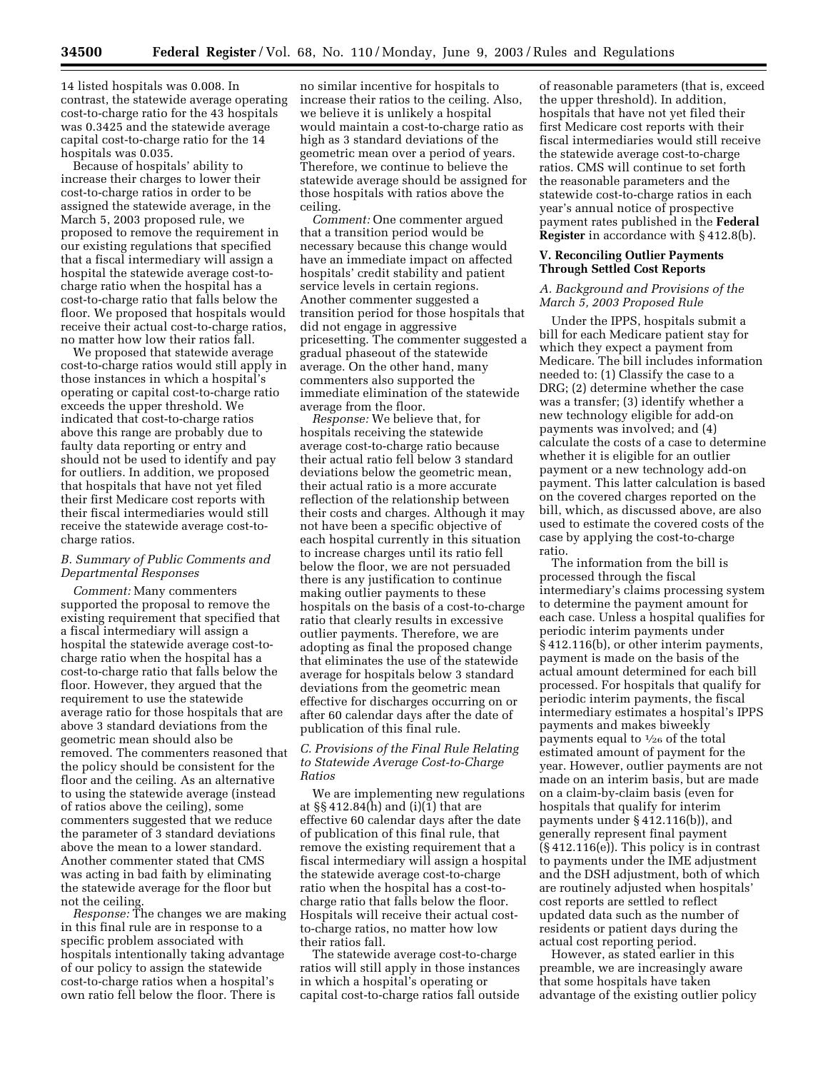14 listed hospitals was 0.008. In contrast, the statewide average operating cost-to-charge ratio for the 43 hospitals was 0.3425 and the statewide average capital cost-to-charge ratio for the 14 hospitals was 0.035.

Because of hospitals' ability to increase their charges to lower their cost-to-charge ratios in order to be assigned the statewide average, in the March 5, 2003 proposed rule, we proposed to remove the requirement in our existing regulations that specified that a fiscal intermediary will assign a hospital the statewide average cost-to-charge ratio when the hospital has a cost-to-charge ratio that falls below the floor. We proposed that hospitals would receive their actual cost-to-charge ratios, no matter how low their ratios fall.

We proposed that statewide average cost-to-charge ratios would still apply in those instances in which a hospital's operating or capital cost-to-charge ratio exceeds the upper threshold. We indicated that cost-to-charge ratios above this range are probably due to faulty data reporting or entry and should not be used to identify and pay for outliers. In addition, we proposed that hospitals that have not yet filed their first Medicare cost reports with their fiscal intermediaries would still receive the statewide average cost-to-charge ratios.

### *B. Summary of Public Comments and Departmental Responses*

*Comment:* Many commenters supported the proposal to remove the existing requirement that specified that a fiscal intermediary will assign a hospital the statewide average cost-to-charge ratio when the hospital has a cost-to-charge ratio that falls below the floor. However, they argued that the requirement to use the statewide average ratio for those hospitals that are above 3 standard deviations from the geometric mean should also be removed. The commenters reasoned that the policy should be consistent for the floor and the ceiling. As an alternative to using the statewide average (instead of ratios above the ceiling), some commenters suggested that we reduce the parameter of 3 standard deviations above the mean to a lower standard. Another commenter stated that CMS was acting in bad faith by eliminating the statewide average for the floor but not the ceiling.

*Response:* The changes we are making in this final rule are in response to a specific problem associated with hospitals intentionally taking advantage of our policy to assign the statewide cost-to-charge ratios when a hospital's own ratio fell below the floor. There is no similar incentive for hospitals to increase their ratios to the ceiling. Also, we believe it is unlikely a hospital would maintain a cost-to-charge ratio as high as 3 standard deviations of the geometric mean over a period of years. Therefore, we continue to believe the statewide average should be assigned for those hospitals with ratios above the ceiling.

*Comment:* One commenter argued that a transition period would be necessary because this change would have an immediate impact on affected hospitals' credit stability and patient service levels in certain regions. Another commenter suggested a transition period for those hospitals that did not engage in aggressive pricesetting. The commenter suggested a gradual phaseout of the statewide average. On the other hand, many commenters also supported the immediate elimination of the statewide average from the floor.

*Response:* We believe that, for hospitals receiving the statewide average cost-to-charge ratio because their actual ratio fell below 3 standard deviations below the geometric mean, their actual ratio is a more accurate reflection of the relationship between their costs and charges. Although it may not have been a specific objective of each hospital currently in this situation to increase charges until its ratio fell below the floor, we are not persuaded there is any justification to continue making outlier payments to these hospitals on the basis of a cost-to-charge ratio that clearly results in excessive outlier payments. Therefore, we are adopting as final the proposed change that eliminates the use of the statewide average for hospitals below 3 standard deviations from the geometric mean effective for discharges occurring on or after 60 calendar days after the date of publication of this final rule.

### *C. Provisions of the Final Rule Relating to Statewide Average Cost-to-Charge Ratios*

We are implementing new regulations at §§ 412.84(h) and (i)(1) that are effective 60 calendar days after the date of publication of this final rule, that remove the existing requirement that a fiscal intermediary will assign a hospital the statewide average cost-to-charge ratio when the hospital has a cost-to-charge ratio that falls below the floor. Hospitals will receive their actual cost-to-charge ratios, no matter how low their ratios fall.

The statewide average cost-to-charge ratios will still apply in those instances in which a hospital's operating or capital cost-to-charge ratios fall outside of reasonable parameters (that is, exceed the upper threshold). In addition, hospitals that have not yet filed their first Medicare cost reports with their fiscal intermediaries would still receive the statewide average cost-to-charge ratios. CMS will continue to set forth the reasonable parameters and the statewide cost-to-charge ratios in each year's annual notice of prospective payment rates published in the **Federal Register** in accordance with § 412.8(b).

## V. Reconciling Outlier Payments Through Settled Cost Reports

### *A. Background and Provisions of the March 5, 2003 Proposed Rule*

Under the IPPS, hospitals submit a bill for each Medicare patient stay for which they expect a payment from Medicare. The bill includes information needed to: (1) Classify the case to a DRG; (2) determine whether the case was a transfer; (3) identify whether a new technology eligible for add-on payments was involved; and (4) calculate the costs of a case to determine whether it is eligible for an outlier payment or a new technology add-on payment. This latter calculation is based on the covered charges reported on the bill, which, as discussed above, are also used to estimate the covered costs of the case by applying the cost-to-charge ratio.

The information from the bill is processed through the fiscal intermediary's claims processing system to determine the payment amount for each case. Unless a hospital qualifies for periodic interim payments under § 412.116(b), or other interim payments, payment is made on the basis of the actual amount determined for each bill processed. For hospitals that qualify for periodic interim payments, the fiscal intermediary estimates a hospital's IPPS payments and makes biweekly payments equal to 1/26 of the total estimated amount of payment for the year. However, outlier payments are not made on an interim basis, but are made on a claim-by-claim basis (even for hospitals that qualify for interim payments under § 412.116(b)), and generally represent final payment (§ 412.116(e)). This policy is in contrast to payments under the IME adjustment and the DSH adjustment, both of which are routinely adjusted when hospitals' cost reports are settled to reflect updated data such as the number of residents or patient days during the actual cost reporting period.

However, as stated earlier in this preamble, we are increasingly aware that some hospitals have taken advantage of the existing outlier policy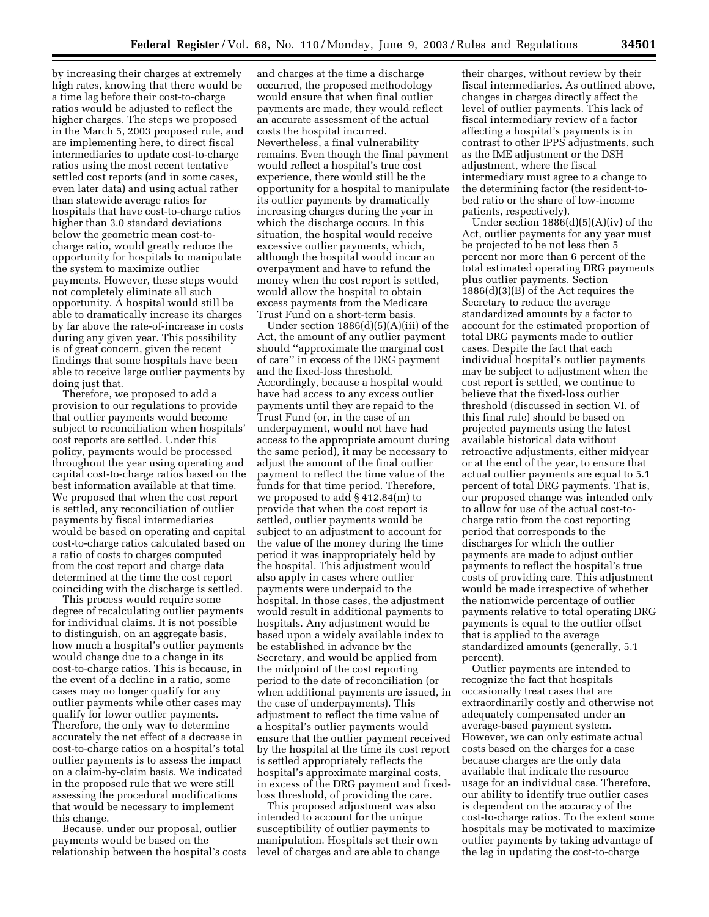by increasing their charges at extremely high rates, knowing that there would be a time lag before their cost-to-charge ratios would be adjusted to reflect the higher charges. The steps we proposed in the March 5, 2003 proposed rule, and are implementing here, to direct fiscal intermediaries to update cost-to-charge ratios using the most recent tentative settled cost reports (and in some cases, even later data) and using actual rather than statewide average ratios for hospitals that have cost-to-charge ratios higher than 3.0 standard deviations below the geometric mean cost-to-charge ratio, would greatly reduce the opportunity for hospitals to manipulate the system to maximize outlier payments. However, these steps would not completely eliminate all such opportunity. A hospital would still be able to dramatically increase its charges by far above the rate-of-increase in costs during any given year. This possibility is of great concern, given the recent findings that some hospitals have been able to receive large outlier payments by doing just that.

Therefore, we proposed to add a provision to our regulations to provide that outlier payments would become subject to reconciliation when hospitals' cost reports are settled. Under this policy, payments would be processed throughout the year using operating and capital cost-to-charge ratios based on the best information available at that time. We proposed that when the cost report is settled, any reconciliation of outlier payments by fiscal intermediaries would be based on operating and capital cost-to-charge ratios calculated based on a ratio of costs to charges computed from the cost report and charge data determined at the time the cost report coinciding with the discharge is settled.

This process would require some degree of recalculating outlier payments for individual claims. It is not possible to distinguish, on an aggregate basis, how much a hospital's outlier payments would change due to a change in its cost-to-charge ratios. This is because, in the event of a decline in a ratio, some cases may no longer qualify for any outlier payments while other cases may qualify for lower outlier payments. Therefore, the only way to determine accurately the net effect of a decrease in cost-to-charge ratios on a hospital's total outlier payments is to assess the impact on a claim-by-claim basis. We indicated in the proposed rule that we were still assessing the procedural modifications that would be necessary to implement this change.

Because, under our proposal, outlier payments would be based on the relationship between the hospital's costs and charges at the time a discharge occurred, the proposed methodology would ensure that when final outlier payments are made, they would reflect an accurate assessment of the actual costs the hospital incurred. Nevertheless, a final vulnerability remains. Even though the final payment would reflect a hospital's true cost experience, there would still be the opportunity for a hospital to manipulate its outlier payments by dramatically increasing charges during the year in which the discharge occurs. In this situation, the hospital would receive excessive outlier payments, which, although the hospital would incur an overpayment and have to refund the money when the cost report is settled, would allow the hospital to obtain excess payments from the Medicare Trust Fund on a short-term basis.

Under section 1886(d)(5)(A)(iii) of the Act, the amount of any outlier payment should "approximate the marginal cost of care" in excess of the DRG payment and the fixed-loss threshold. Accordingly, because a hospital would have had access to any excess outlier payments until they are repaid to the Trust Fund (or, in the case of an underpayment, would not have had access to the appropriate amount during the same period), it may be necessary to adjust the amount of the final outlier payment to reflect the time value of the funds for that time period. Therefore, we proposed to add § 412.84(m) to provide that when the cost report is settled, outlier payments would be subject to an adjustment to account for the value of the money during the time period it was inappropriately held by the hospital. This adjustment would also apply in cases where outlier payments were underpaid to the hospital. In those cases, the adjustment would result in additional payments to hospitals. Any adjustment would be based upon a widely available index to be established in advance by the Secretary, and would be applied from the midpoint of the cost reporting period to the date of reconciliation (or when additional payments are issued, in the case of underpayments). This adjustment to reflect the time value of a hospital's outlier payments would ensure that the outlier payment received by the hospital at the time its cost report is settled appropriately reflects the hospital's approximate marginal costs, in excess of the DRG payment and fixed-loss threshold, of providing the care.

This proposed adjustment was also intended to account for the unique susceptibility of outlier payments to manipulation. Hospitals set their own level of charges and are able to change their charges, without review by their fiscal intermediaries. As outlined above, changes in charges directly affect the level of outlier payments. This lack of fiscal intermediary review of a factor affecting a hospital's payments is in contrast to other IPPS adjustments, such as the IME adjustment or the DSH adjustment, where the fiscal intermediary must agree to a change to the determining factor (the resident-to-bed ratio or the share of low-income patients, respectively).

Under section 1886(d)(5)(A)(iv) of the Act, outlier payments for any year must be projected to be not less then 5 percent nor more than 6 percent of the total estimated operating DRG payments plus outlier payments. Section 1886(d)(3)(B) of the Act requires the Secretary to reduce the average standardized amounts by a factor to account for the estimated proportion of total DRG payments made to outlier cases. Despite the fact that each individual hospital's outlier payments may be subject to adjustment when the cost report is settled, we continue to believe that the fixed-loss outlier threshold (discussed in section VI. of this final rule) should be based on projected payments using the latest available historical data without retroactive adjustments, either midyear or at the end of the year, to ensure that actual outlier payments are equal to 5.1 percent of total DRG payments. That is, our proposed change was intended only to allow for use of the actual cost-to-charge ratio from the cost reporting period that corresponds to the discharges for which the outlier payments are made to adjust outlier payments to reflect the hospital's true costs of providing care. This adjustment would be made irrespective of whether the nationwide percentage of outlier payments relative to total operating DRG payments is equal to the outlier offset that is applied to the average standardized amounts (generally, 5.1 percent).

Outlier payments are intended to recognize the fact that hospitals occasionally treat cases that are extraordinarily costly and otherwise not adequately compensated under an average-based payment system. However, we can only estimate actual costs based on the charges for a case because charges are the only data available that indicate the resource usage for an individual case. Therefore, our ability to identify true outlier cases is dependent on the accuracy of the cost-to-charge ratios. To the extent some hospitals may be motivated to maximize outlier payments by taking advantage of the lag in updating the cost-to-charge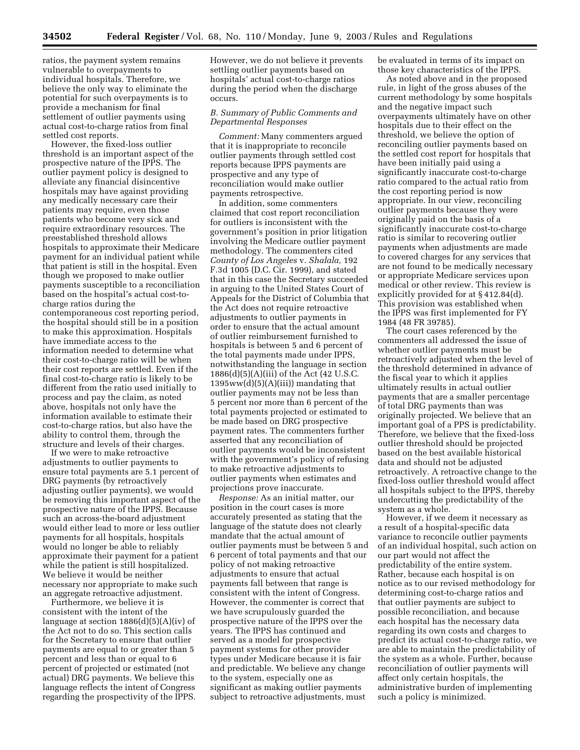ratios, the payment system remains vulnerable to overpayments to individual hospitals. Therefore, we believe the only way to eliminate the potential for such overpayments is to provide a mechanism for final settlement of outlier payments using actual cost-to-charge ratios from final settled cost reports.

However, the fixed-loss outlier threshold is an important aspect of the prospective nature of the IPPS. The outlier payment policy is designed to alleviate any financial disincentive hospitals may have against providing any medically necessary care their patients may require, even those patients who become very sick and require extraordinary resources. The preestablished threshold allows hospitals to approximate their Medicare payment for an individual patient while that patient is still in the hospital. Even though we proposed to make outlier payments susceptible to a reconciliation based on the hospital's actual cost-to-charge ratios during the contemporaneous cost reporting period, the hospital should still be in a position to make this approximation. Hospitals have immediate access to the information needed to determine what their cost-to-charge ratio will be when their cost reports are settled. Even if the final cost-to-charge ratio is likely to be different from the ratio used initially to process and pay the claim, as noted above, hospitals not only have the information available to estimate their cost-to-charge ratios, but also have the ability to control them, through the structure and levels of their charges.

If we were to make retroactive adjustments to outlier payments to ensure total payments are 5.1 percent of DRG payments (by retroactively adjusting outlier payments), we would be removing this important aspect of the prospective nature of the IPPS. Because such an across-the-board adjustment would either lead to more or less outlier payments for all hospitals, hospitals would no longer be able to reliably approximate their payment for a patient while the patient is still hospitalized. We believe it would be neither necessary nor appropriate to make such an aggregate retroactive adjustment.

Furthermore, we believe it is consistent with the intent of the language at section 1886(d)(5)(A)(iv) of the Act not to do so. This section calls for the Secretary to ensure that outlier payments are equal to or greater than 5 percent and less than or equal to 6 percent of projected or estimated (not actual) DRG payments. We believe this language reflects the intent of Congress regarding the prospectivity of the IPPS. However, we do not believe it prevents settling outlier payments based on hospitals' actual cost-to-charge ratios during the period when the discharge occurs.

### B. Summary of Public Comments and Departmental Responses

*Comment:* Many commenters argued that it is inappropriate to reconcile outlier payments through settled cost reports because IPPS payments are prospective and any type of reconciliation would make outlier payments retrospective.

In addition, some commenters claimed that cost report reconciliation for outliers is inconsistent with the government's position in prior litigation involving the Medicare outlier payment methodology. The commenters cited *County of Los Angeles* v. *Shalala,* 192 F.3d 1005 (D.C. Cir. 1999), and stated that in this case the Secretary succeeded in arguing to the United States Court of Appeals for the District of Columbia that the Act does not require retroactive adjustments to outlier payments in order to ensure that the actual amount of outlier reimbursement furnished to hospitals is between 5 and 6 percent of the total payments made under IPPS, notwithstanding the language in section 1886(d)(5)(A)(iii) of the Act (42 U.S.C. 1395ww(d)(5)(A)(iii)) mandating that outlier payments may not be less than 5 percent nor more than 6 percent of the total payments projected or estimated to be made based on DRG prospective payment rates. The commenters further asserted that any reconciliation of outlier payments would be inconsistent with the government's policy of refusing to make retroactive adjustments to outlier payments when estimates and projections prove inaccurate.

*Response:* As an initial matter, our position in the court cases is more accurately presented as stating that the language of the statute does not clearly mandate that the actual amount of outlier payments must be between 5 and 6 percent of total payments and that our policy of not making retroactive adjustments to ensure that actual payments fall between that range is consistent with the intent of Congress. However, the commenter is correct that we have scrupulously guarded the prospective nature of the IPPS over the years. The IPPS has continued and served as a model for prospective payment systems for other provider types under Medicare because it is fair and predictable. We believe any change to the system, especially one as significant as making outlier payments subject to retroactive adjustments, must be evaluated in terms of its impact on those key characteristics of the IPPS.

As noted above and in the proposed rule, in light of the gross abuses of the current methodology by some hospitals and the negative impact such overpayments ultimately have on other hospitals due to their effect on the threshold, we believe the option of reconciling outlier payments based on the settled cost report for hospitals that have been initially paid using a significantly inaccurate cost-to-charge ratio compared to the actual ratio from the cost reporting period is now appropriate. In our view, reconciling outlier payments because they were originally paid on the basis of a significantly inaccurate cost-to-charge ratio is similar to recovering outlier payments when adjustments are made to covered charges for any services that are not found to be medically necessary or appropriate Medicare services upon medical or other review. This review is explicitly provided for at § 412.84(d). This provision was established when the IPPS was first implemented for FY 1984 (48 FR 39785).

The court cases referenced by the commenters all addressed the issue of whether outlier payments must be retroactively adjusted when the level of the threshold determined in advance of the fiscal year to which it applies ultimately results in actual outlier payments that are a smaller percentage of total DRG payments than was originally projected. We believe that an important goal of a PPS is predictability. Therefore, we believe that the fixed-loss outlier threshold should be projected based on the best available historical data and should not be adjusted retroactively. A retroactive change to the fixed-loss outlier threshold would affect all hospitals subject to the IPPS, thereby undercutting the predictability of the system as a whole.

However, if we deem it necessary as a result of a hospital-specific data variance to reconcile outlier payments of an individual hospital, such action on our part would not affect the predictability of the entire system. Rather, because each hospital is on notice as to our revised methodology for determining cost-to-charge ratios and that outlier payments are subject to possible reconciliation, and because each hospital has the necessary data regarding its own costs and charges to predict its actual cost-to-charge ratio, we are able to maintain the predictability of the system as a whole. Further, because reconciliation of outlier payments will affect only certain hospitals, the administrative burden of implementing such a policy is minimized.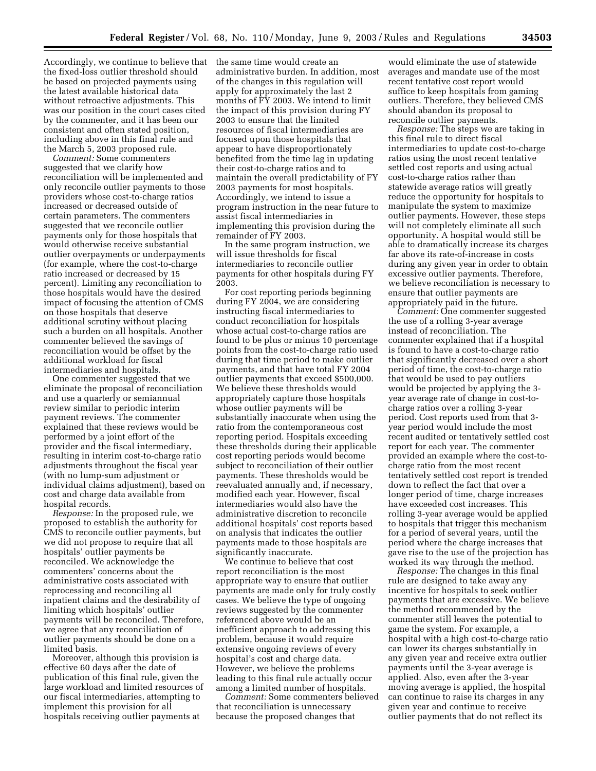Accordingly, we continue to believe that the fixed-loss outlier threshold should be based on projected payments using the latest available historical data without retroactive adjustments. This was our position in the court cases cited by the commenter, and it has been our consistent and often stated position, including above in this final rule and the March 5, 2003 proposed rule.

*Comment:* Some commenters suggested that we clarify how reconciliation will be implemented and only reconcile outlier payments to those providers whose cost-to-charge ratios increased or decreased outside of certain parameters. The commenters suggested that we reconcile outlier payments only for those hospitals that would otherwise receive substantial outlier overpayments or underpayments (for example, where the cost-to-charge ratio increased or decreased by 15 percent). Limiting any reconciliation to those hospitals would have the desired impact of focusing the attention of CMS on those hospitals that deserve additional scrutiny without placing such a burden on all hospitals. Another commenter believed the savings of reconciliation would be offset by the additional workload for fiscal intermediaries and hospitals.

One commenter suggested that we eliminate the proposal of reconciliation and use a quarterly or semiannual review similar to periodic interim payment reviews. The commenter explained that these reviews would be performed by a joint effort of the provider and the fiscal intermediary, resulting in interim cost-to-charge ratio adjustments throughout the fiscal year (with no lump-sum adjustment or individual claims adjustment), based on cost and charge data available from hospital records.

*Response:* In the proposed rule, we proposed to establish the authority for CMS to reconcile outlier payments, but we did not propose to require that all hospitals' outlier payments be reconciled. We acknowledge the commenters' concerns about the administrative costs associated with reprocessing and reconciling all inpatient claims and the desirability of limiting which hospitals' outlier payments will be reconciled. Therefore, we agree that any reconciliation of outlier payments should be done on a limited basis.

Moreover, although this provision is effective 60 days after the date of publication of this final rule, given the large workload and limited resources of our fiscal intermediaries, attempting to implement this provision for all hospitals receiving outlier payments at the same time would create an administrative burden. In addition, most of the changes in this regulation will apply for approximately the last 2 months of FY 2003. We intend to limit the impact of this provision during FY 2003 to ensure that the limited resources of fiscal intermediaries are focused upon those hospitals that appear to have disproportionately benefited from the time lag in updating their cost-to-charge ratios and to maintain the overall predictability of FY 2003 payments for most hospitals. Accordingly, we intend to issue a program instruction in the near future to assist fiscal intermediaries in implementing this provision during the remainder of FY 2003.

In the same program instruction, we will issue thresholds for fiscal intermediaries to reconcile outlier payments for other hospitals during FY 2003.

For cost reporting periods beginning during FY 2004, we are considering instructing fiscal intermediaries to conduct reconciliation for hospitals whose actual cost-to-charge ratios are found to be plus or minus 10 percentage points from the cost-to-charge ratio used during that time period to make outlier payments, and that have total FY 2004 outlier payments that exceed $500,000. We believe these thresholds would appropriately capture those hospitals whose outlier payments will be substantially inaccurate when using the ratio from the contemporaneous cost reporting period. Hospitals exceeding these thresholds during their applicable cost reporting periods would become subject to reconciliation of their outlier payments. These thresholds would be reevaluated annually and, if necessary, modified each year. However, fiscal intermediaries would also have the administrative discretion to reconcile additional hospitals' cost reports based on analysis that indicates the outlier payments made to those hospitals are significantly inaccurate.

We continue to believe that cost report reconciliation is the most appropriate way to ensure that outlier payments are made only for truly costly cases. We believe the type of ongoing reviews suggested by the commenter referenced above would be an inefficient approach to addressing this problem, because it would require extensive ongoing reviews of every hospital's cost and charge data. However, we believe the problems leading to this final rule actually occur among a limited number of hospitals.

*Comment:* Some commenters believed that reconciliation is unnecessary because the proposed changes that would eliminate the use of statewide averages and mandate use of the most recent tentative cost report would suffice to keep hospitals from gaming outliers. Therefore, they believed CMS should abandon its proposal to reconcile outlier payments.

*Response:* The steps we are taking in this final rule to direct fiscal intermediaries to update cost-to-charge ratios using the most recent tentative settled cost reports and using actual cost-to-charge ratios rather than statewide average ratios will greatly reduce the opportunity for hospitals to manipulate the system to maximize outlier payments. However, these steps will not completely eliminate all such opportunity. A hospital would still be able to dramatically increase its charges far above its rate-of-increase in costs during any given year in order to obtain excessive outlier payments. Therefore, we believe reconciliation is necessary to ensure that outlier payments are appropriately paid in the future.

*Comment:* One commenter suggested the use of a rolling 3-year average instead of reconciliation. The commenter explained that if a hospital is found to have a cost-to-charge ratio that significantly decreased over a short period of time, the cost-to-charge ratio that would be used to pay outliers would be projected by applying the 3-year average rate of change in cost-to-charge ratios over a rolling 3-year period. Cost reports used from that 3-year period would include the most recent audited or tentatively settled cost report for each year. The commenter provided an example where the cost-to-charge ratio from the most recent tentatively settled cost report is trended down to reflect the fact that over a longer period of time, charge increases have exceeded cost increases. This rolling 3-year average would be applied to hospitals that trigger this mechanism for a period of several years, until the period where the charge increases that gave rise to the use of the projection has worked its way through the method.

*Response:* The changes in this final rule are designed to take away any incentive for hospitals to seek outlier payments that are excessive. We believe the method recommended by the commenter still leaves the potential to game the system. For example, a hospital with a high cost-to-charge ratio can lower its charges substantially in any given year and receive extra outlier payments until the 3-year average is applied. Also, even after the 3-year moving average is applied, the hospital can continue to raise its charges in any given year and continue to receive outlier payments that do not reflect its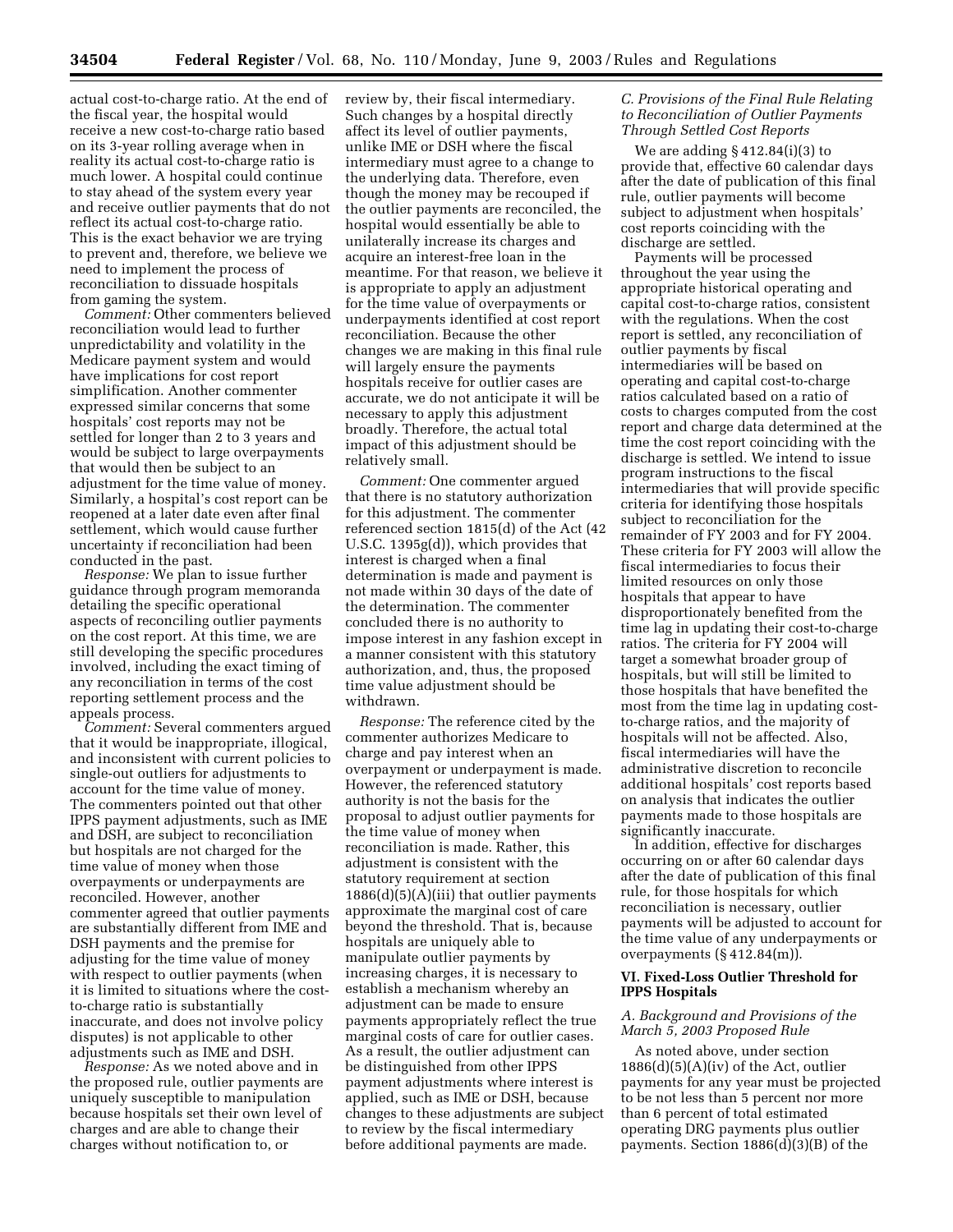actual cost-to-charge ratio. At the end of the fiscal year, the hospital would receive a new cost-to-charge ratio based on its 3-year rolling average when in reality its actual cost-to-charge ratio is much lower. A hospital could continue to stay ahead of the system every year and receive outlier payments that do not reflect its actual cost-to-charge ratio. This is the exact behavior we are trying to prevent and, therefore, we believe we need to implement the process of reconciliation to dissuade hospitals from gaming the system.

*Comment:* Other commenters believed reconciliation would lead to further unpredictability and volatility in the Medicare payment system and would have implications for cost report simplification. Another commenter expressed similar concerns that some hospitals' cost reports may not be settled for longer than 2 to 3 years and would be subject to large overpayments that would then be subject to an adjustment for the time value of money. Similarly, a hospital's cost report can be reopened at a later date even after final settlement, which would cause further uncertainty if reconciliation had been conducted in the past.

*Response:* We plan to issue further guidance through program memoranda detailing the specific operational aspects of reconciling outlier payments on the cost report. At this time, we are still developing the specific procedures involved, including the exact timing of any reconciliation in terms of the cost reporting settlement process and the appeals process.

*Comment:* Several commenters argued that it would be inappropriate, illogical, and inconsistent with current policies to single-out outliers for adjustments to account for the time value of money. The commenters pointed out that other IPPS payment adjustments, such as IME and DSH, are subject to reconciliation but hospitals are not charged for the time value of money when those overpayments or underpayments are reconciled. However, another commenter agreed that outlier payments are substantially different from IME and DSH payments and the premise for adjusting for the time value of money with respect to outlier payments (when it is limited to situations where the cost-to-charge ratio is substantially inaccurate, and does not involve policy disputes) is not applicable to other adjustments such as IME and DSH.

*Response:* As we noted above and in the proposed rule, outlier payments are uniquely susceptible to manipulation because hospitals set their own level of charges and are able to change their charges without notification to, or review by, their fiscal intermediary. Such changes by a hospital directly affect its level of outlier payments, unlike IME or DSH where the fiscal intermediary must agree to a change to the underlying data. Therefore, even though the money may be recouped if the outlier payments are reconciled, the hospital would essentially be able to unilaterally increase its charges and acquire an interest-free loan in the meantime. For that reason, we believe it is appropriate to apply an adjustment for the time value of overpayments or underpayments identified at cost report reconciliation. Because the other changes we are making in this final rule will largely ensure the payments hospitals receive for outlier cases are accurate, we do not anticipate it will be necessary to apply this adjustment broadly. Therefore, the actual total impact of this adjustment should be relatively small.

*Comment:* One commenter argued that there is no statutory authorization for this adjustment. The commenter referenced section 1815(d) of the Act (42 U.S.C. 1395g(d)), which provides that interest is charged when a final determination is made and payment is not made within 30 days of the date of the determination. The commenter concluded there is no authority to impose interest in any fashion except in a manner consistent with this statutory authorization, and, thus, the proposed time value adjustment should be withdrawn.

*Response:* The reference cited by the commenter authorizes Medicare to charge and pay interest when an overpayment or underpayment is made. However, the referenced statutory authority is not the basis for the proposal to adjust outlier payments for the time value of money when reconciliation is made. Rather, this adjustment is consistent with the statutory requirement at section 1886(d)(5)(A)(iii) that outlier payments approximate the marginal cost of care beyond the threshold. That is, because hospitals are uniquely able to manipulate outlier payments by increasing charges, it is necessary to establish a mechanism whereby an adjustment can be made to ensure payments appropriately reflect the true marginal costs of care for outlier cases. As a result, the outlier adjustment can be distinguished from other IPPS payment adjustments where interest is applied, such as IME or DSH, because changes to these adjustments are subject to review by the fiscal intermediary before additional payments are made.

### *C. Provisions of the Final Rule Relating to Reconciliation of Outlier Payments Through Settled Cost Reports*

We are adding § 412.84(i)(3) to provide that, effective 60 calendar days after the date of publication of this final rule, outlier payments will become subject to adjustment when hospitals' cost reports coinciding with the discharge are settled.

Payments will be processed throughout the year using the appropriate historical operating and capital cost-to-charge ratios, consistent with the regulations. When the cost report is settled, any reconciliation of outlier payments by fiscal intermediaries will be based on operating and capital cost-to-charge ratios calculated based on a ratio of costs to charges computed from the cost report and charge data determined at the time the cost report coinciding with the discharge is settled. We intend to issue program instructions to the fiscal intermediaries that will provide specific criteria for identifying those hospitals subject to reconciliation for the remainder of FY 2003 and for FY 2004. These criteria for FY 2003 will allow the fiscal intermediaries to focus their limited resources on only those hospitals that appear to have disproportionately benefited from the time lag in updating their cost-to-charge ratios. The criteria for FY 2004 will target a somewhat broader group of hospitals, but will still be limited to those hospitals that have benefited the most from the time lag in updating cost-to-charge ratios, and the majority of hospitals will not be affected. Also, fiscal intermediaries will have the administrative discretion to reconcile additional hospitals' cost reports based on analysis that indicates the outlier payments made to those hospitals are significantly inaccurate.

In addition, effective for discharges occurring on or after 60 calendar days after the date of publication of this final rule, for those hospitals for which reconciliation is necessary, outlier payments will be adjusted to account for the time value of any underpayments or overpayments (§ 412.84(m)).

## VI. Fixed-Loss Outlier Threshold for IPPS Hospitals

### *A. Background and Provisions of the March 5, 2003 Proposed Rule*

As noted above, under section 1886(d)(5)(A)(iv) of the Act, outlier payments for any year must be projected to be not less than 5 percent nor more than 6 percent of total estimated operating DRG payments plus outlier payments. Section 1886(d)(3)(B) of the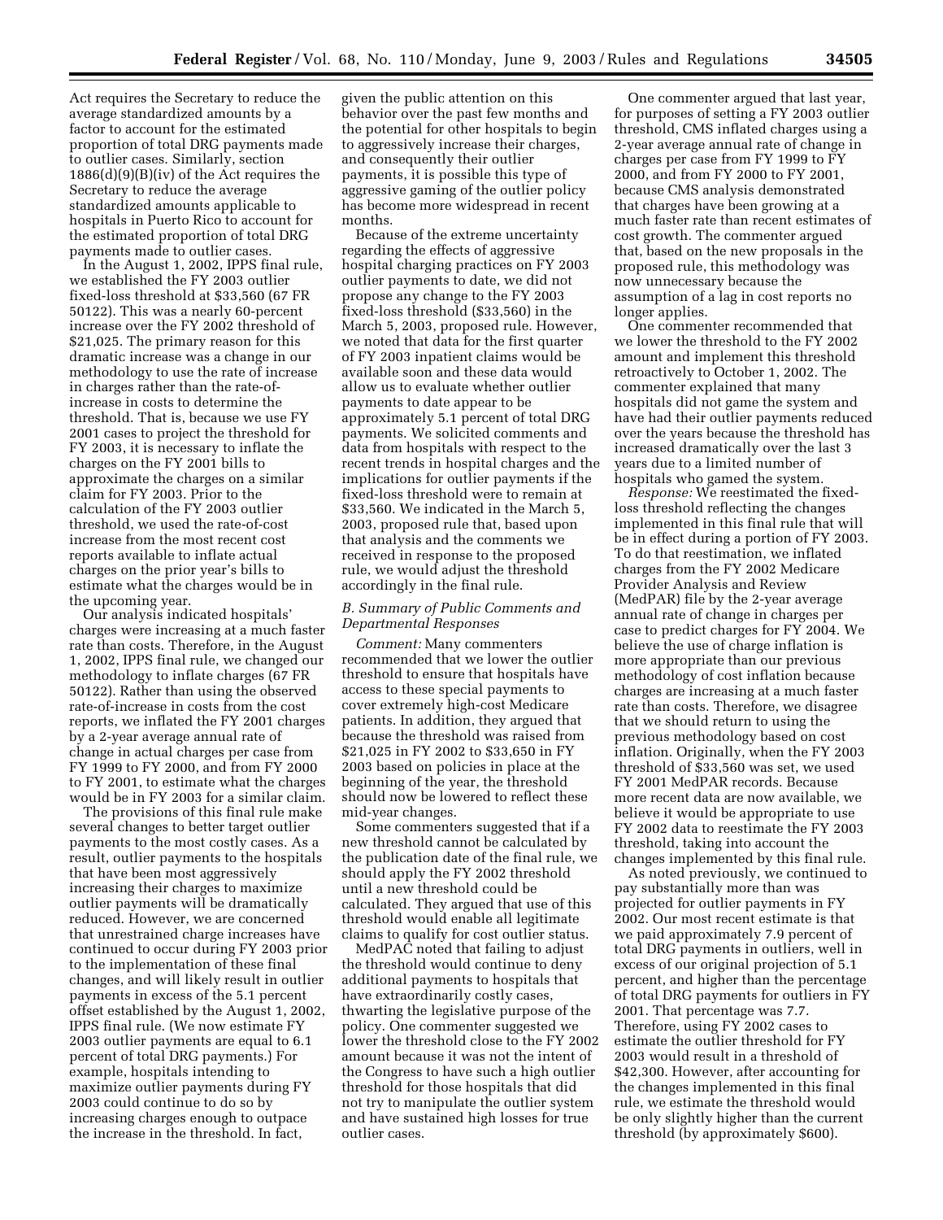Act requires the Secretary to reduce the average standardized amounts by a factor to account for the estimated proportion of total DRG payments made to outlier cases. Similarly, section 1886(d)(9)(B)(iv) of the Act requires the Secretary to reduce the average standardized amounts applicable to hospitals in Puerto Rico to account for the estimated proportion of total DRG payments made to outlier cases.

In the August 1, 2002, IPPS final rule, we established the FY 2003 outlier fixed-loss threshold at $33,560 (67 FR 50122). This was a nearly 60-percent increase over the FY 2002 threshold of $21,025. The primary reason for this dramatic increase was a change in our methodology to use the rate of increase in charges rather than the rate-of-increase in costs to determine the threshold. That is, because we use FY 2001 cases to project the threshold for FY 2003, it is necessary to inflate the charges on the FY 2001 bills to approximate the charges on a similar claim for FY 2003. Prior to the calculation of the FY 2003 outlier threshold, we used the rate-of-cost increase from the most recent cost reports available to inflate actual charges on the prior year's bills to estimate what the charges would be in the upcoming year.

Our analysis indicated hospitals' charges were increasing at a much faster rate than costs. Therefore, in the August 1, 2002, IPPS final rule, we changed our methodology to inflate charges (67 FR 50122). Rather than using the observed rate-of-increase in costs from the cost reports, we inflated the FY 2001 charges by a 2-year average annual rate of change in actual charges per case from FY 1999 to FY 2000, and from FY 2000 to FY 2001, to estimate what the charges would be in FY 2003 for a similar claim.

The provisions of this final rule make several changes to better target outlier payments to the most costly cases. As a result, outlier payments to the hospitals that have been most aggressively increasing their charges to maximize outlier payments will be dramatically reduced. However, we are concerned that unrestrained charge increases have continued to occur during FY 2003 prior to the implementation of these final changes, and will likely result in outlier payments in excess of the 5.1 percent offset established by the August 1, 2002, IPPS final rule. (We now estimate FY 2003 outlier payments are equal to 6.1 percent of total DRG payments.) For example, hospitals intending to maximize outlier payments during FY 2003 could continue to do so by increasing charges enough to outpace the increase in the threshold. In fact, given the public attention on this behavior over the past few months and the potential for other hospitals to begin to aggressively increase their charges, and consequently their outlier payments, it is possible this type of aggressive gaming of the outlier policy has become more widespread in recent months.

Because of the extreme uncertainty regarding the effects of aggressive hospital charging practices on FY 2003 outlier payments to date, we did not propose any change to the FY 2003 fixed-loss threshold ($33,560) in the March 5, 2003, proposed rule. However, we noted that data for the first quarter of FY 2003 inpatient claims would be available soon and these data would allow us to evaluate whether outlier payments to date appear to be approximately 5.1 percent of total DRG payments. We solicited comments and data from hospitals with respect to the recent trends in hospital charges and the implications for outlier payments if the fixed-loss threshold were to remain at $33,560. We indicated in the March 5, 2003, proposed rule that, based upon that analysis and the comments we received in response to the proposed rule, we would adjust the threshold accordingly in the final rule.

### B. Summary of Public Comments and Departmental Responses

*Comment:* Many commenters recommended that we lower the outlier threshold to ensure that hospitals have access to these special payments to cover extremely high-cost Medicare patients. In addition, they argued that because the threshold was raised from $21,025 in FY 2002 to $33,650 in FY 2003 based on policies in place at the beginning of the year, the threshold should now be lowered to reflect these mid-year changes.

Some commenters suggested that if a new threshold cannot be calculated by the publication date of the final rule, we should apply the FY 2002 threshold until a new threshold could be calculated. They argued that use of this threshold would enable all legitimate claims to qualify for cost outlier status.

MedPAC noted that failing to adjust the threshold would continue to deny additional payments to hospitals that have extraordinarily costly cases, thwarting the legislative purpose of the policy. One commenter suggested we lower the threshold close to the FY 2002 amount because it was not the intent of the Congress to have such a high outlier threshold for those hospitals that did not try to manipulate the outlier system and have sustained high losses for true outlier cases.

One commenter argued that last year, for purposes of setting a FY 2003 outlier threshold, CMS inflated charges using a 2-year average annual rate of change in charges per case from FY 1999 to FY 2000, and from FY 2000 to FY 2001, because CMS analysis demonstrated that charges have been growing at a much faster rate than recent estimates of cost growth. The commenter argued that, based on the new proposals in the proposed rule, this methodology was now unnecessary because the assumption of a lag in cost reports no longer applies.

One commenter recommended that we lower the threshold to the FY 2002 amount and implement this threshold retroactively to October 1, 2002. The commenter explained that many hospitals did not game the system and have had their outlier payments reduced over the years because the threshold has increased dramatically over the last 3 years due to a limited number of hospitals who gamed the system.

*Response:* We reestimated the fixed-loss threshold reflecting the changes implemented in this final rule that will be in effect during a portion of FY 2003. To do that reestimation, we inflated charges from the FY 2002 Medicare Provider Analysis and Review (MedPAR) file by the 2-year average annual rate of change in charges per case to predict charges for FY 2004. We believe the use of charge inflation is more appropriate than our previous methodology of cost inflation because charges are increasing at a much faster rate than costs. Therefore, we disagree that we should return to using the previous methodology based on cost inflation. Originally, when the FY 2003 threshold of $33,560 was set, we used FY 2001 MedPAR records. Because more recent data are now available, we believe it would be appropriate to use FY 2002 data to reestimate the FY 2003 threshold, taking into account the changes implemented by this final rule.

As noted previously, we continued to pay substantially more than was projected for outlier payments in FY 2002. Our most recent estimate is that we paid approximately 7.9 percent of total DRG payments in outliers, well in excess of our original projection of 5.1 percent, and higher than the percentage of total DRG payments for outliers in FY 2001. That percentage was 7.7. Therefore, using FY 2002 cases to estimate the outlier threshold for FY 2003 would result in a threshold of $42,300. However, after accounting for the changes implemented in this final rule, we estimate the threshold would be only slightly higher than the current threshold (by approximately $600).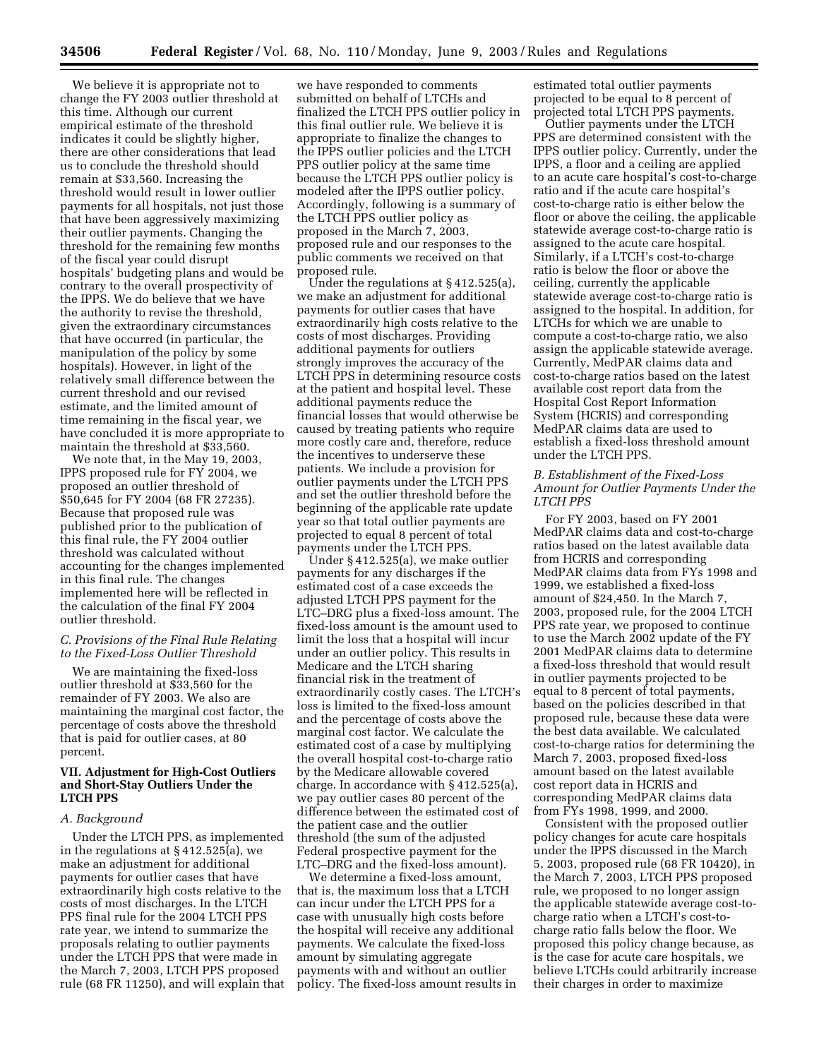We believe it is appropriate not to change the FY 2003 outlier threshold at this time. Although our current empirical estimate of the threshold indicates it could be slightly higher, there are other considerations that lead us to conclude the threshold should remain at $33,560. Increasing the threshold would result in lower outlier payments for all hospitals, not just those that have been aggressively maximizing their outlier payments. Changing the threshold for the remaining few months of the fiscal year could disrupt hospitals' budgeting plans and would be contrary to the overall prospectivity of the IPPS. We do believe that we have the authority to revise the threshold, given the extraordinary circumstances that have occurred (in particular, the manipulation of the policy by some hospitals). However, in light of the relatively small difference between the current threshold and our revised estimate, and the limited amount of time remaining in the fiscal year, we have concluded it is more appropriate to maintain the threshold at $33,560.

We note that, in the May 19, 2003, IPPS proposed rule for FY 2004, we proposed an outlier threshold of $50,645 for FY 2004 (68 FR 27235). Because that proposed rule was published prior to the publication of this final rule, the FY 2004 outlier threshold was calculated without accounting for the changes implemented in this final rule. The changes implemented here will be reflected in the calculation of the final FY 2004 outlier threshold.

### *C. Provisions of the Final Rule Relating to the Fixed-Loss Outlier Threshold*

We are maintaining the fixed-loss outlier threshold at $33,560 for the remainder of FY 2003. We also are maintaining the marginal cost factor, the percentage of costs above the threshold that is paid for outlier cases, at 80 percent.

## VII. Adjustment for High-Cost Outliers and Short-Stay Outliers Under the LTCH PPS

### *A. Background*

Under the LTCH PPS, as implemented in the regulations at § 412.525(a), we make an adjustment for additional payments for outlier cases that have extraordinarily high costs relative to the costs of most discharges. In the LTCH PPS final rule for the 2004 LTCH PPS rate year, we intend to summarize the proposals relating to outlier payments under the LTCH PPS that were made in the March 7, 2003, LTCH PPS proposed rule (68 FR 11250), and will explain that we have responded to comments submitted on behalf of LTCHs and finalized the LTCH PPS outlier policy in this final outlier rule. We believe it is appropriate to finalize the changes to the IPPS outlier policies and the LTCH PPS outlier policy at the same time because the LTCH PPS outlier policy is modeled after the IPPS outlier policy. Accordingly, following is a summary of the LTCH PPS outlier policy as proposed in the March 7, 2003, proposed rule and our responses to the public comments we received on that proposed rule.

Under the regulations at § 412.525(a), we make an adjustment for additional payments for outlier cases that have extraordinarily high costs relative to the costs of most discharges. Providing additional payments for outliers strongly improves the accuracy of the LTCH PPS in determining resource costs at the patient and hospital level. These additional payments reduce the financial losses that would otherwise be caused by treating patients who require more costly care and, therefore, reduce the incentives to underserve these patients. We include a provision for outlier payments under the LTCH PPS and set the outlier threshold before the beginning of the applicable rate update year so that total outlier payments are projected to equal 8 percent of total payments under the LTCH PPS.

Under § 412.525(a), we make outlier payments for any discharges if the estimated cost of a case exceeds the adjusted LTCH PPS payment for the LTC–DRG plus a fixed-loss amount. The fixed-loss amount is the amount used to limit the loss that a hospital will incur under an outlier policy. This results in Medicare and the LTCH sharing financial risk in the treatment of extraordinarily costly cases. The LTCH's loss is limited to the fixed-loss amount and the percentage of costs above the marginal cost factor. We calculate the estimated cost of a case by multiplying the overall hospital cost-to-charge ratio by the Medicare allowable covered charge. In accordance with § 412.525(a), we pay outlier cases 80 percent of the difference between the estimated cost of the patient case and the outlier threshold (the sum of the adjusted Federal prospective payment for the LTC–DRG and the fixed-loss amount).

We determine a fixed-loss amount, that is, the maximum loss that a LTCH can incur under the LTCH PPS for a case with unusually high costs before the hospital will receive any additional payments. We calculate the fixed-loss amount by simulating aggregate payments with and without an outlier policy. The fixed-loss amount results in estimated total outlier payments projected to be equal to 8 percent of projected total LTCH PPS payments.

Outlier payments under the LTCH PPS are determined consistent with the IPPS outlier policy. Currently, under the IPPS, a floor and a ceiling are applied to an acute care hospital's cost-to-charge ratio and if the acute care hospital's cost-to-charge ratio is either below the floor or above the ceiling, the applicable statewide average cost-to-charge ratio is assigned to the acute care hospital. Similarly, if a LTCH's cost-to-charge ratio is below the floor or above the ceiling, currently the applicable statewide average cost-to-charge ratio is assigned to the hospital. In addition, for LTCHs for which we are unable to compute a cost-to-charge ratio, we also assign the applicable statewide average. Currently, MedPAR claims data and cost-to-charge ratios based on the latest available cost report data from the Hospital Cost Report Information System (HCRIS) and corresponding MedPAR claims data are used to establish a fixed-loss threshold amount under the LTCH PPS.

### *B. Establishment of the Fixed-Loss Amount for Outlier Payments Under the LTCH PPS*

For FY 2003, based on FY 2001 MedPAR claims data and cost-to-charge ratios based on the latest available data from HCRIS and corresponding MedPAR claims data from FYs 1998 and 1999, we established a fixed-loss amount of $24,450. In the March 7, 2003, proposed rule, for the 2004 LTCH PPS rate year, we proposed to continue to use the March 2002 update of the FY 2001 MedPAR claims data to determine a fixed-loss threshold that would result in outlier payments projected to be equal to 8 percent of total payments, based on the policies described in that proposed rule, because these data were the best data available. We calculated cost-to-charge ratios for determining the March 7, 2003, proposed fixed-loss amount based on the latest available cost report data in HCRIS and corresponding MedPAR claims data from FYs 1998, 1999, and 2000.

Consistent with the proposed outlier policy changes for acute care hospitals under the IPPS discussed in the March 5, 2003, proposed rule (68 FR 10420), in the March 7, 2003, LTCH PPS proposed rule, we proposed to no longer assign the applicable statewide average cost-to-charge ratio when a LTCH's cost-to-charge ratio falls below the floor. We proposed this policy change because, as is the case for acute care hospitals, we believe LTCHs could arbitrarily increase their charges in order to maximize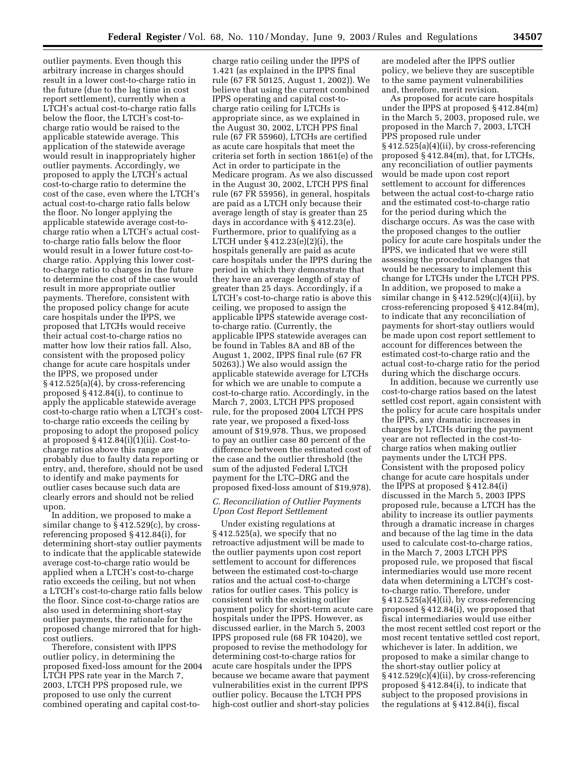outlier payments. Even though this arbitrary increase in charges should result in a lower cost-to-charge ratio in the future (due to the lag time in cost report settlement), currently when a LTCH's actual cost-to-charge ratio falls below the floor, the LTCH's cost-to-charge ratio would be raised to the applicable statewide average. This application of the statewide average would result in inappropriately higher outlier payments. Accordingly, we proposed to apply the LTCH's actual cost-to-charge ratio to determine the cost of the case, even where the LTCH's actual cost-to-charge ratio falls below the floor. No longer applying the applicable statewide average cost-to-charge ratio when a LTCH's actual cost-to-charge ratio falls below the floor would result in a lower future cost-to-charge ratio. Applying this lower cost-to-charge ratio to charges in the future to determine the cost of the case would result in more appropriate outlier payments. Therefore, consistent with the proposed policy change for acute care hospitals under the IPPS, we proposed that LTCHs would receive their actual cost-to-charge ratios no matter how low their ratios fall. Also, consistent with the proposed policy change for acute care hospitals under the IPPS, we proposed under § 412.525(a)(4), by cross-referencing proposed § 412.84(i), to continue to apply the applicable statewide average cost-to-charge ratio when a LTCH's cost-to-charge ratio exceeds the ceiling by proposing to adopt the proposed policy at proposed § 412.84(i)(1)(ii). Cost-to-charge ratios above this range are probably due to faulty data reporting or entry, and, therefore, should not be used to identify and make payments for outlier cases because such data are clearly errors and should not be relied upon.

In addition, we proposed to make a similar change to § 412.529(c), by cross-referencing proposed § 412.84(i), for determining short-stay outlier payments to indicate that the applicable statewide average cost-to-charge ratio would be applied when a LTCH's cost-to-charge ratio exceeds the ceiling, but not when a LTCH's cost-to-charge ratio falls below the floor. Since cost-to-charge ratios are also used in determining short-stay outlier payments, the rationale for the proposed change mirrored that for high-cost outliers.

Therefore, consistent with IPPS outlier policy, in determining the proposed fixed-loss amount for the 2004 LTCH PPS rate year in the March 7, 2003, LTCH PPS proposed rule, we proposed to use only the current combined operating and capital cost-to-charge ratio ceiling under the IPPS of 1.421 (as explained in the IPPS final rule (67 FR 50125, August 1, 2002)). We believe that using the current combined IPPS operating and capital cost-to-charge ratio ceiling for LTCHs is appropriate since, as we explained in the August 30, 2002, LTCH PPS final rule (67 FR 55960), LTCHs are certified as acute care hospitals that meet the criteria set forth in section 1861(e) of the Act in order to participate in the Medicare program. As we also discussed in the August 30, 2002, LTCH PPS final rule (67 FR 55956), in general, hospitals are paid as a LTCH only because their average length of stay is greater than 25 days in accordance with § 412.23(e). Furthermore, prior to qualifying as a LTCH under § 412.23(e)(2)(i), the hospitals generally are paid as acute care hospitals under the IPPS during the period in which they demonstrate that they have an average length of stay of greater than 25 days. Accordingly, if a LTCH's cost-to-charge ratio is above this ceiling, we proposed to assign the applicable IPPS statewide average cost-to-charge ratio. (Currently, the applicable IPPS statewide averages can be found in Tables 8A and 8B of the August 1, 2002, IPPS final rule (67 FR 50263).) We also would assign the applicable statewide average for LTCHs for which we are unable to compute a cost-to-charge ratio. Accordingly, in the March 7, 2003, LTCH PPS proposed rule, for the proposed 2004 LTCH PPS rate year, we proposed a fixed-loss amount of $19,978. Thus, we proposed to pay an outlier case 80 percent of the difference between the estimated cost of the case and the outlier threshold (the sum of the adjusted Federal LTCH payment for the LTC–DRG and the proposed fixed-loss amount of $19,978).

### C. Reconciliation of Outlier Payments Upon Cost Report Settlement

Under existing regulations at § 412.525(a), we specify that no retroactive adjustment will be made to the outlier payments upon cost report settlement to account for differences between the estimated cost-to-charge ratios and the actual cost-to-charge ratios for outlier cases. This policy is consistent with the existing outlier payment policy for short-term acute care hospitals under the IPPS. However, as discussed earlier, in the March 5, 2003 IPPS proposed rule (68 FR 10420), we proposed to revise the methodology for determining cost-to-charge ratios for acute care hospitals under the IPPS because we became aware that payment vulnerabilities exist in the current IPPS outlier policy. Because the LTCH PPS high-cost outlier and short-stay policies are modeled after the IPPS outlier policy, we believe they are susceptible to the same payment vulnerabilities and, therefore, merit revision.

As proposed for acute care hospitals under the IPPS at proposed § 412.84(m) in the March 5, 2003, proposed rule, we proposed in the March 7, 2003, LTCH PPS proposed rule under § 412.525(a)(4)(ii), by cross-referencing proposed § 412.84(m), that, for LTCHs, any reconciliation of outlier payments would be made upon cost report settlement to account for differences between the actual cost-to-charge ratio and the estimated cost-to-charge ratio for the period during which the discharge occurs. As was the case with the proposed changes to the outlier policy for acute care hospitals under the IPPS, we indicated that we were still assessing the procedural changes that would be necessary to implement this change for LTCHs under the LTCH PPS. In addition, we proposed to make a similar change in § 412.529(c)(4)(ii), by cross-referencing proposed § 412.84(m), to indicate that any reconciliation of payments for short-stay outliers would be made upon cost report settlement to account for differences between the estimated cost-to-charge ratio and the actual cost-to-charge ratio for the period during which the discharge occurs.

In addition, because we currently use cost-to-charge ratios based on the latest settled cost report, again consistent with the policy for acute care hospitals under the IPPS, any dramatic increases in charges by LTCHs during the payment year are not reflected in the cost-to-charge ratios when making outlier payments under the LTCH PPS. Consistent with the proposed policy change for acute care hospitals under the IPPS at proposed § 412.84(i) discussed in the March 5, 2003 IPPS proposed rule, because a LTCH has the ability to increase its outlier payments through a dramatic increase in charges and because of the lag time in the data used to calculate cost-to-charge ratios, in the March 7, 2003 LTCH PPS proposed rule, we proposed that fiscal intermediaries would use more recent data when determining a LTCH's cost-to-charge ratio. Therefore, under § 412.525(a)(4)(ii), by cross-referencing proposed § 412.84(i), we proposed that fiscal intermediaries would use either the most recent settled cost report or the most recent tentative settled cost report, whichever is later. In addition, we proposed to make a similar change to the short-stay outlier policy at § 412.529(c)(4)(ii), by cross-referencing proposed § 412.84(i), to indicate that subject to the proposed provisions in the regulations at § 412.84(i), fiscal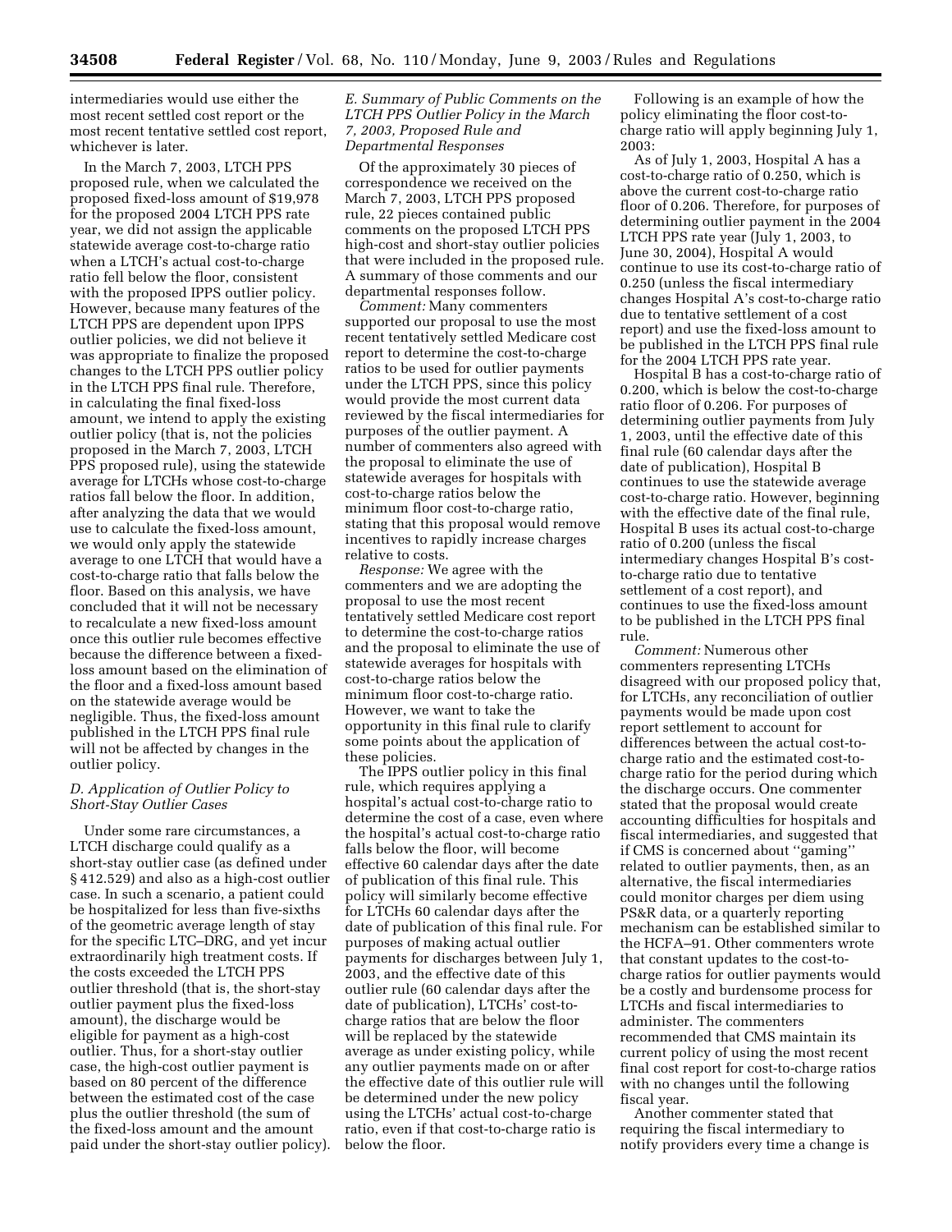intermediaries would use either the most recent settled cost report or the most recent tentative settled cost report, whichever is later.

In the March 7, 2003, LTCH PPS proposed rule, when we calculated the proposed fixed-loss amount of $19,978 for the proposed 2004 LTCH PPS rate year, we did not assign the applicable statewide average cost-to-charge ratio when a LTCH's actual cost-to-charge ratio fell below the floor, consistent with the proposed IPPS outlier policy. However, because many features of the LTCH PPS are dependent upon IPPS outlier policies, we did not believe it was appropriate to finalize the proposed changes to the LTCH PPS outlier policy in the LTCH PPS final rule. Therefore, in calculating the final fixed-loss amount, we intend to apply the existing outlier policy (that is, not the policies proposed in the March 7, 2003, LTCH PPS proposed rule), using the statewide average for LTCHs whose cost-to-charge ratios fall below the floor. In addition, after analyzing the data that we would use to calculate the fixed-loss amount, we would only apply the statewide average to one LTCH that would have a cost-to-charge ratio that falls below the floor. Based on this analysis, we have concluded that it will not be necessary to recalculate a new fixed-loss amount once this outlier rule becomes effective because the difference between a fixed-loss amount based on the elimination of the floor and a fixed-loss amount based on the statewide average would be negligible. Thus, the fixed-loss amount published in the LTCH PPS final rule will not be affected by changes in the outlier policy.

### D. Application of Outlier Policy to Short-Stay Outlier Cases

Under some rare circumstances, a LTCH discharge could qualify as a short-stay outlier case (as defined under § 412.529) and also as a high-cost outlier case. In such a scenario, a patient could be hospitalized for less than five-sixths of the geometric average length of stay for the specific LTC–DRG, and yet incur extraordinarily high treatment costs. If the costs exceeded the LTCH PPS outlier threshold (that is, the short-stay outlier payment plus the fixed-loss amount), the discharge would be eligible for payment as a high-cost outlier. Thus, for a short-stay outlier case, the high-cost outlier payment is based on 80 percent of the difference between the estimated cost of the case plus the outlier threshold (the sum of the fixed-loss amount and the amount paid under the short-stay outlier policy).

### E. Summary of Public Comments on the LTCH PPS Outlier Policy in the March 7, 2003, Proposed Rule and Departmental Responses

Of the approximately 30 pieces of correspondence we received on the March 7, 2003, LTCH PPS proposed rule, 22 pieces contained public comments on the proposed LTCH PPS high-cost and short-stay outlier policies that were included in the proposed rule. A summary of those comments and our departmental responses follow.

*Comment:* Many commenters supported our proposal to use the most recent tentatively settled Medicare cost report to determine the cost-to-charge ratios to be used for outlier payments under the LTCH PPS, since this policy would provide the most current data reviewed by the fiscal intermediaries for purposes of the outlier payment. A number of commenters also agreed with the proposal to eliminate the use of statewide averages for hospitals with cost-to-charge ratios below the minimum floor cost-to-charge ratio, stating that this proposal would remove incentives to rapidly increase charges relative to costs.

*Response:* We agree with the commenters and we are adopting the proposal to use the most recent tentatively settled Medicare cost report to determine the cost-to-charge ratios and the proposal to eliminate the use of statewide averages for hospitals with cost-to-charge ratios below the minimum floor cost-to-charge ratio. However, we want to take the opportunity in this final rule to clarify some points about the application of these policies.

The IPPS outlier policy in this final rule, which requires applying a hospital's actual cost-to-charge ratio to determine the cost of a case, even where the hospital's actual cost-to-charge ratio falls below the floor, will become effective 60 calendar days after the date of publication of this final rule. This policy will similarly become effective for LTCHs 60 calendar days after the date of publication of this final rule. For purposes of making actual outlier payments for discharges between July 1, 2003, and the effective date of this outlier rule (60 calendar days after the date of publication), LTCHs' cost-to-charge ratios that are below the floor will be replaced by the statewide average as under existing policy, while any outlier payments made on or after the effective date of this outlier rule will be determined under the new policy using the LTCHs' actual cost-to-charge ratio, even if that cost-to-charge ratio is below the floor.

Following is an example of how the policy eliminating the floor cost-to-charge ratio will apply beginning July 1, 2003:

As of July 1, 2003, Hospital A has a cost-to-charge ratio of 0.250, which is above the current cost-to-charge ratio floor of 0.206. Therefore, for purposes of determining outlier payment in the 2004 LTCH PPS rate year (July 1, 2003, to June 30, 2004), Hospital A would continue to use its cost-to-charge ratio of 0.250 (unless the fiscal intermediary changes Hospital A's cost-to-charge ratio due to tentative settlement of a cost report) and use the fixed-loss amount to be published in the LTCH PPS final rule for the 2004 LTCH PPS rate year.

Hospital B has a cost-to-charge ratio of 0.200, which is below the cost-to-charge ratio floor of 0.206. For purposes of determining outlier payments from July 1, 2003, until the effective date of this final rule (60 calendar days after the date of publication), Hospital B continues to use the statewide average cost-to-charge ratio. However, beginning with the effective date of the final rule, Hospital B uses its actual cost-to-charge ratio of 0.200 (unless the fiscal intermediary changes Hospital B's cost-to-charge ratio due to tentative settlement of a cost report), and continues to use the fixed-loss amount to be published in the LTCH PPS final rule.

*Comment:* Numerous other commenters representing LTCHs disagreed with our proposed policy that, for LTCHs, any reconciliation of outlier payments would be made upon cost report settlement to account for differences between the actual cost-to-charge ratio and the estimated cost-to-charge ratio for the period during which the discharge occurs. One commenter stated that the proposal would create accounting difficulties for hospitals and fiscal intermediaries, and suggested that if CMS is concerned about ''gaming'' related to outlier payments, then, as an alternative, the fiscal intermediaries could monitor charges per diem using PS&R data, or a quarterly reporting mechanism can be established similar to the HCFA–91. Other commenters wrote that constant updates to the cost-to-charge ratios for outlier payments would be a costly and burdensome process for LTCHs and fiscal intermediaries to administer. The commenters recommended that CMS maintain its current policy of using the most recent final cost report for cost-to-charge ratios with no changes until the following fiscal year.

Another commenter stated that requiring the fiscal intermediary to notify providers every time a change is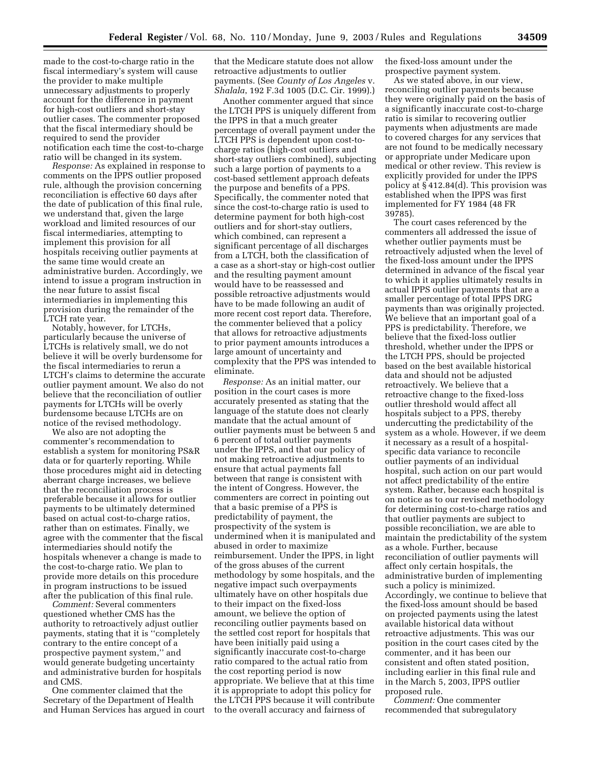made to the cost-to-charge ratio in the fiscal intermediary's system will cause the provider to make multiple unnecessary adjustments to properly account for the difference in payment for high-cost outliers and short-stay outlier cases. The commenter proposed that the fiscal intermediary should be required to send the provider notification each time the cost-to-charge ratio will be changed in its system.

*Response:* As explained in response to comments on the IPPS outlier proposed rule, although the provision concerning reconciliation is effective 60 days after the date of publication of this final rule, we understand that, given the large workload and limited resources of our fiscal intermediaries, attempting to implement this provision for all hospitals receiving outlier payments at the same time would create an administrative burden. Accordingly, we intend to issue a program instruction in the near future to assist fiscal intermediaries in implementing this provision during the remainder of the LTCH rate year.

Notably, however, for LTCHs, particularly because the universe of LTCHs is relatively small, we do not believe it will be overly burdensome for the fiscal intermediaries to rerun a LTCH's claims to determine the accurate outlier payment amount. We also do not believe that the reconciliation of outlier payments for LTCHs will be overly burdensome because LTCHs are on notice of the revised methodology.

We also are not adopting the commenter's recommendation to establish a system for monitoring PS&R data or for quarterly reporting. While those procedures might aid in detecting aberrant charge increases, we believe that the reconciliation process is preferable because it allows for outlier payments to be ultimately determined based on actual cost-to-charge ratios, rather than on estimates. Finally, we agree with the commenter that the fiscal intermediaries should notify the hospitals whenever a change is made to the cost-to-charge ratio. We plan to provide more details on this procedure in program instructions to be issued after the publication of this final rule.

*Comment:* Several commenters questioned whether CMS has the authority to retroactively adjust outlier payments, stating that it is "completely contrary to the entire concept of a prospective payment system," and would generate budgeting uncertainty and administrative burden for hospitals and CMS.

One commenter claimed that the Secretary of the Department of Health and Human Services has argued in court that the Medicare statute does not allow retroactive adjustments to outlier payments. (See *County of Los Angeles* v. *Shalala*, 192 F.3d 1005 (D.C. Cir. 1999).)

Another commenter argued that since the LTCH PPS is uniquely different from the IPPS in that a much greater percentage of overall payment under the LTCH PPS is dependent upon cost-to-charge ratios (high-cost outliers and short-stay outliers combined), subjecting such a large portion of payments to a cost-based settlement approach defeats the purpose and benefits of a PPS. Specifically, the commenter noted that since the cost-to-charge ratio is used to determine payment for both high-cost outliers and for short-stay outliers, which combined, can represent a significant percentage of all discharges from a LTCH, both the classification of a case as a short-stay or high-cost outlier and the resulting payment amount would have to be reassessed and possible retroactive adjustments would have to be made following an audit of more recent cost report data. Therefore, the commenter believed that a policy that allows for retroactive adjustments to prior payment amounts introduces a large amount of uncertainty and complexity that the PPS was intended to eliminate.

*Response:* As an initial matter, our position in the court cases is more accurately presented as stating that the language of the statute does not clearly mandate that the actual amount of outlier payments must be between 5 and 6 percent of total outlier payments under the IPPS, and that our policy of not making retroactive adjustments to ensure that actual payments fall between that range is consistent with the intent of Congress. However, the commenters are correct in pointing out that a basic premise of a PPS is predictability of payment, the prospectivity of the system is undermined when it is manipulated and abused in order to maximize reimbursement. Under the IPPS, in light of the gross abuses of the current methodology by some hospitals, and the negative impact such overpayments ultimately have on other hospitals due to their impact on the fixed-loss amount, we believe the option of reconciling outlier payments based on the settled cost report for hospitals that have been initially paid using a significantly inaccurate cost-to-charge ratio compared to the actual ratio from the cost reporting period is now appropriate. We believe that at this time it is appropriate to adopt this policy for the LTCH PPS because it will contribute to the overall accuracy and fairness of the fixed-loss amount under the prospective payment system.

As we stated above, in our view, reconciling outlier payments because they were originally paid on the basis of a significantly inaccurate cost-to-charge ratio is similar to recovering outlier payments when adjustments are made to covered charges for any services that are not found to be medically necessary or appropriate under Medicare upon medical or other review. This review is explicitly provided for under the IPPS policy at § 412.84(d). This provision was established when the IPPS was first implemented for FY 1984 (48 FR 39785).

The court cases referenced by the commenters all addressed the issue of whether outlier payments must be retroactively adjusted when the level of the fixed-loss amount under the IPPS determined in advance of the fiscal year to which it applies ultimately results in actual IPPS outlier payments that are a smaller percentage of total IPPS DRG payments than was originally projected. We believe that an important goal of a PPS is predictability. Therefore, we believe that the fixed-loss outlier threshold, whether under the IPPS or the LTCH PPS, should be projected based on the best available historical data and should not be adjusted retroactively. We believe that a retroactive change to the fixed-loss outlier threshold would affect all hospitals subject to a PPS, thereby undercutting the predictability of the system as a whole. However, if we deem it necessary as a result of a hospital-specific data variance to reconcile outlier payments of an individual hospital, such action on our part would not affect predictability of the entire system. Rather, because each hospital is on notice as to our revised methodology for determining cost-to-charge ratios and that outlier payments are subject to possible reconciliation, we are able to maintain the predictability of the system as a whole. Further, because reconciliation of outlier payments will affect only certain hospitals, the administrative burden of implementing such a policy is minimized. Accordingly, we continue to believe that the fixed-loss amount should be based on projected payments using the latest available historical data without retroactive adjustments. This was our position in the court cases cited by the commenter, and it has been our consistent and often stated position, including earlier in this final rule and in the March 5, 2003, IPPS outlier proposed rule.

*Comment:* One commenter recommended that subregulatory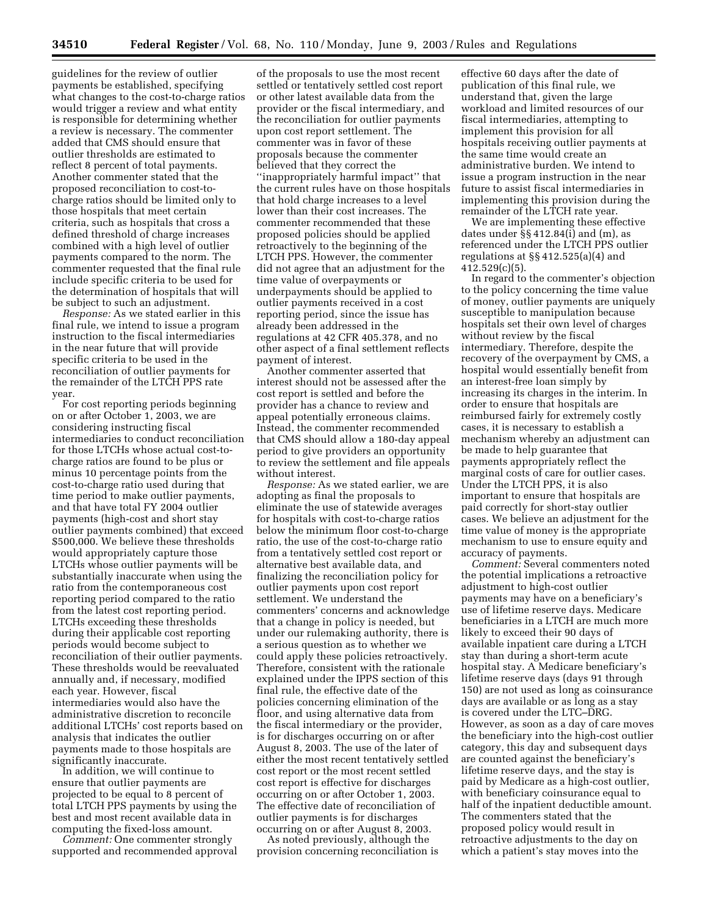guidelines for the review of outlier payments be established, specifying what changes to the cost-to-charge ratios would trigger a review and what entity is responsible for determining whether a review is necessary. The commenter added that CMS should ensure that outlier thresholds are estimated to reflect 8 percent of total payments. Another commenter stated that the proposed reconciliation to cost-to-charge ratios should be limited only to those hospitals that meet certain criteria, such as hospitals that cross a defined threshold of charge increases combined with a high level of outlier payments compared to the norm. The commenter requested that the final rule include specific criteria to be used for the determination of hospitals that will be subject to such an adjustment.

*Response:* As we stated earlier in this final rule, we intend to issue a program instruction to the fiscal intermediaries in the near future that will provide specific criteria to be used in the reconciliation of outlier payments for the remainder of the LTCH PPS rate year.

For cost reporting periods beginning on or after October 1, 2003, we are considering instructing fiscal intermediaries to conduct reconciliation for those LTCHs whose actual cost-to-charge ratios are found to be plus or minus 10 percentage points from the cost-to-charge ratio used during that time period to make outlier payments, and that have total FY 2004 outlier payments (high-cost and short stay outlier payments combined) that exceed $500,000. We believe these thresholds would appropriately capture those LTCHs whose outlier payments will be substantially inaccurate when using the ratio from the contemporaneous cost reporting period compared to the ratio from the latest cost reporting period. LTCHs exceeding these thresholds during their applicable cost reporting periods would become subject to reconciliation of their outlier payments. These thresholds would be reevaluated annually and, if necessary, modified each year. However, fiscal intermediaries would also have the administrative discretion to reconcile additional LTCHs' cost reports based on analysis that indicates the outlier payments made to those hospitals are significantly inaccurate.

In addition, we will continue to ensure that outlier payments are projected to be equal to 8 percent of total LTCH PPS payments by using the best and most recent available data in computing the fixed-loss amount.

*Comment:* One commenter strongly supported and recommended approval of the proposals to use the most recent settled or tentatively settled cost report or other latest available data from the provider or the fiscal intermediary, and the reconciliation for outlier payments upon cost report settlement. The commenter was in favor of these proposals because the commenter believed that they correct the ''inappropriately harmful impact'' that the current rules have on those hospitals that hold charge increases to a level lower than their cost increases. The commenter recommended that these proposed policies should be applied retroactively to the beginning of the LTCH PPS. However, the commenter did not agree that an adjustment for the time value of overpayments or underpayments should be applied to outlier payments received in a cost reporting period, since the issue has already been addressed in the regulations at 42 CFR 405.378, and no other aspect of a final settlement reflects payment of interest.

Another commenter asserted that interest should not be assessed after the cost report is settled and before the provider has a chance to review and appeal potentially erroneous claims. Instead, the commenter recommended that CMS should allow a 180-day appeal period to give providers an opportunity to review the settlement and file appeals without interest.

*Response:* As we stated earlier, we are adopting as final the proposals to eliminate the use of statewide averages for hospitals with cost-to-charge ratios below the minimum floor cost-to-charge ratio, the use of the cost-to-charge ratio from a tentatively settled cost report or alternative best available data, and finalizing the reconciliation policy for outlier payments upon cost report settlement. We understand the commenters' concerns and acknowledge that a change in policy is needed, but under our rulemaking authority, there is a serious question as to whether we could apply these policies retroactively. Therefore, consistent with the rationale explained under the IPPS section of this final rule, the effective date of the policies concerning elimination of the floor, and using alternative data from the fiscal intermediary or the provider, is for discharges occurring on or after August 8, 2003. The use of the later of either the most recent tentatively settled cost report or the most recent settled cost report is effective for discharges occurring on or after October 1, 2003. The effective date of reconciliation of outlier payments is for discharges occurring on or after August 8, 2003.

As noted previously, although the provision concerning reconciliation is effective 60 days after the date of publication of this final rule, we understand that, given the large workload and limited resources of our fiscal intermediaries, attempting to implement this provision for all hospitals receiving outlier payments at the same time would create an administrative burden. We intend to issue a program instruction in the near future to assist fiscal intermediaries in implementing this provision during the remainder of the LTCH rate year.

We are implementing these effective dates under §§ 412.84(i) and (m), as referenced under the LTCH PPS outlier regulations at §§ 412.525(a)(4) and 412.529(c)(5).

In regard to the commenter's objection to the policy concerning the time value of money, outlier payments are uniquely susceptible to manipulation because hospitals set their own level of charges without review by the fiscal intermediary. Therefore, despite the recovery of the overpayment by CMS, a hospital would essentially benefit from an interest-free loan simply by increasing its charges in the interim. In order to ensure that hospitals are reimbursed fairly for extremely costly cases, it is necessary to establish a mechanism whereby an adjustment can be made to help guarantee that payments appropriately reflect the marginal costs of care for outlier cases. Under the LTCH PPS, it is also important to ensure that hospitals are paid correctly for short-stay outlier cases. We believe an adjustment for the time value of money is the appropriate mechanism to use to ensure equity and accuracy of payments.

*Comment:* Several commenters noted the potential implications a retroactive adjustment to high-cost outlier payments may have on a beneficiary's use of lifetime reserve days. Medicare beneficiaries in a LTCH are much more likely to exceed their 90 days of available inpatient care during a LTCH stay than during a short-term acute hospital stay. A Medicare beneficiary's lifetime reserve days (days 91 through 150) are not used as long as coinsurance days are available or as long as a stay is covered under the LTC–DRG. However, as soon as a day of care moves the beneficiary into the high-cost outlier category, this day and subsequent days are counted against the beneficiary's lifetime reserve days, and the stay is paid by Medicare as a high-cost outlier, with beneficiary coinsurance equal to half of the inpatient deductible amount. The commenters stated that the proposed policy would result in retroactive adjustments to the day on which a patient's stay moves into the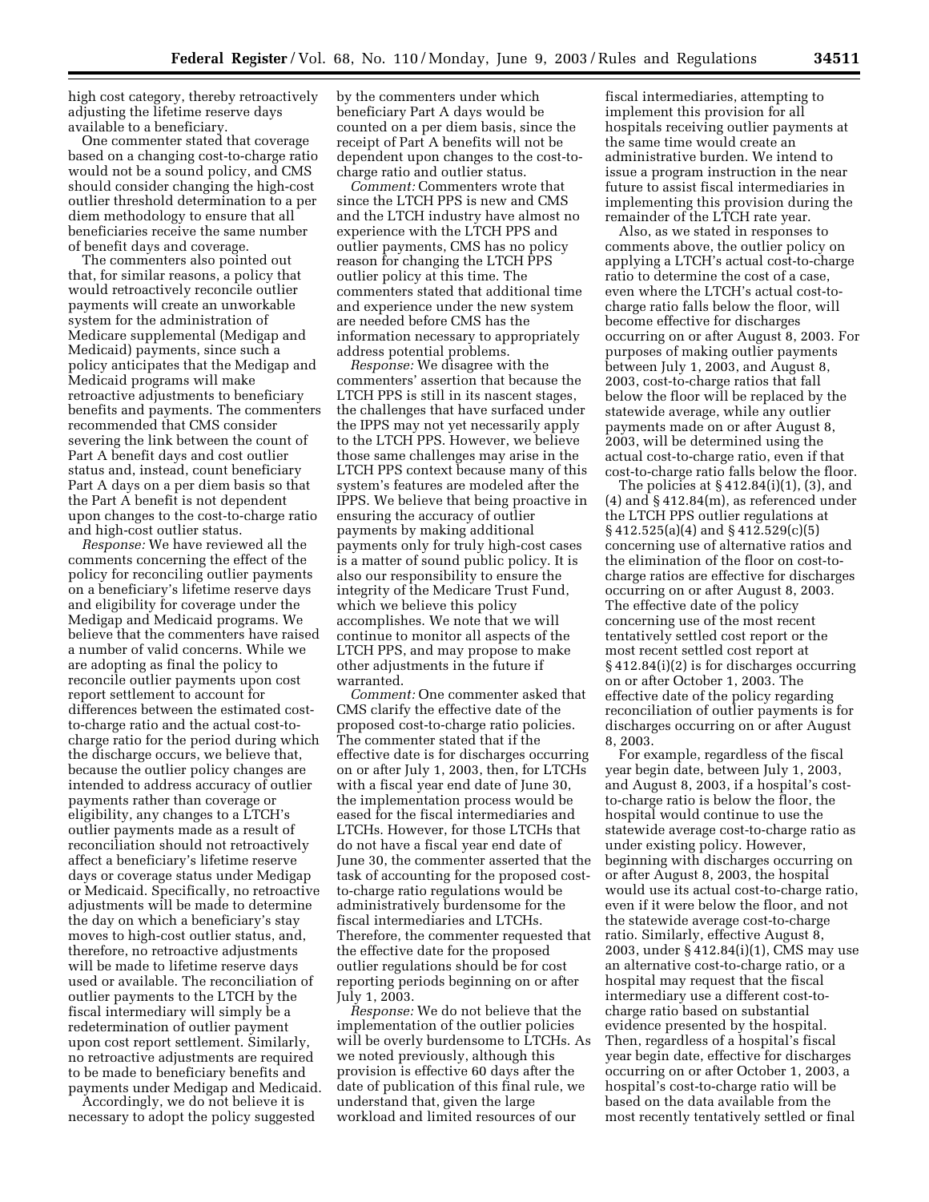high cost category, thereby retroactively adjusting the lifetime reserve days available to a beneficiary.

One commenter stated that coverage based on a changing cost-to-charge ratio would not be a sound policy, and CMS should consider changing the high-cost outlier threshold determination to a per diem methodology to ensure that all beneficiaries receive the same number of benefit days and coverage.

The commenters also pointed out that, for similar reasons, a policy that would retroactively reconcile outlier payments will create an unworkable system for the administration of Medicare supplemental (Medigap and Medicaid) payments, since such a policy anticipates that the Medigap and Medicaid programs will make retroactive adjustments to beneficiary benefits and payments. The commenters recommended that CMS consider severing the link between the count of Part A benefit days and cost outlier status and, instead, count beneficiary Part A days on a per diem basis so that the Part A benefit is not dependent upon changes to the cost-to-charge ratio and high-cost outlier status.

*Response:* We have reviewed all the comments concerning the effect of the policy for reconciling outlier payments on a beneficiary's lifetime reserve days and eligibility for coverage under the Medigap and Medicaid programs. We believe that the commenters have raised a number of valid concerns. While we are adopting as final the policy to reconcile outlier payments upon cost report settlement to account for differences between the estimated cost-to-charge ratio and the actual cost-to-charge ratio for the period during which the discharge occurs, we believe that, because the outlier policy changes are intended to address accuracy of outlier payments rather than coverage or eligibility, any changes to a LTCH's outlier payments made as a result of reconciliation should not retroactively affect a beneficiary's lifetime reserve days or coverage status under Medigap or Medicaid. Specifically, no retroactive adjustments will be made to determine the day on which a beneficiary's stay moves to high-cost outlier status, and, therefore, no retroactive adjustments will be made to lifetime reserve days used or available. The reconciliation of outlier payments to the LTCH by the fiscal intermediary will simply be a redetermination of outlier payment upon cost report settlement. Similarly, no retroactive adjustments are required to be made to beneficiary benefits and payments under Medigap and Medicaid.

Accordingly, we do not believe it is necessary to adopt the policy suggested by the commenters under which beneficiary Part A days would be counted on a per diem basis, since the receipt of Part A benefits will not be dependent upon changes to the cost-to-charge ratio and outlier status.

*Comment:* Commenters wrote that since the LTCH PPS is new and CMS and the LTCH industry have almost no experience with the LTCH PPS and outlier payments, CMS has no policy reason for changing the LTCH PPS outlier policy at this time. The commenters stated that additional time and experience under the new system are needed before CMS has the information necessary to appropriately address potential problems.

*Response:* We disagree with the commenters' assertion that because the LTCH PPS is still in its nascent stages, the challenges that have surfaced under the IPPS may not yet necessarily apply to the LTCH PPS. However, we believe those same challenges may arise in the LTCH PPS context because many of this system's features are modeled after the IPPS. We believe that being proactive in ensuring the accuracy of outlier payments by making additional payments only for truly high-cost cases is a matter of sound public policy. It is also our responsibility to ensure the integrity of the Medicare Trust Fund, which we believe this policy accomplishes. We note that we will continue to monitor all aspects of the LTCH PPS, and may propose to make other adjustments in the future if warranted.

*Comment:* One commenter asked that CMS clarify the effective date of the proposed cost-to-charge ratio policies. The commenter stated that if the effective date is for discharges occurring on or after July 1, 2003, then, for LTCHs with a fiscal year end date of June 30, the implementation process would be eased for the fiscal intermediaries and LTCHs. However, for those LTCHs that do not have a fiscal year end date of June 30, the commenter asserted that the task of accounting for the proposed cost-to-charge ratio regulations would be administratively burdensome for the fiscal intermediaries and LTCHs. Therefore, the commenter requested that the effective date for the proposed outlier regulations should be for cost reporting periods beginning on or after July 1, 2003.

*Response:* We do not believe that the implementation of the outlier policies will be overly burdensome to LTCHs. As we noted previously, although this provision is effective 60 days after the date of publication of this final rule, we understand that, given the large workload and limited resources of our fiscal intermediaries, attempting to implement this provision for all hospitals receiving outlier payments at the same time would create an administrative burden. We intend to issue a program instruction in the near future to assist fiscal intermediaries in implementing this provision during the remainder of the LTCH rate year.

Also, as we stated in responses to comments above, the outlier policy on applying a LTCH's actual cost-to-charge ratio to determine the cost of a case, even where the LTCH's actual cost-to-charge ratio falls below the floor, will become effective for discharges occurring on or after August 8, 2003. For purposes of making outlier payments between July 1, 2003, and August 8, 2003, cost-to-charge ratios that fall below the floor will be replaced by the statewide average, while any outlier payments made on or after August 8, 2003, will be determined using the actual cost-to-charge ratio, even if that cost-to-charge ratio falls below the floor.

The policies at § 412.84(i)(1), (3), and (4) and § 412.84(m), as referenced under the LTCH PPS outlier regulations at § 412.525(a)(4) and § 412.529(c)(5) concerning use of alternative ratios and the elimination of the floor on cost-to-charge ratios are effective for discharges occurring on or after August 8, 2003. The effective date of the policy concerning use of the most recent tentatively settled cost report or the most recent settled cost report at § 412.84(i)(2) is for discharges occurring on or after October 1, 2003. The effective date of the policy regarding reconciliation of outlier payments is for discharges occurring on or after August 8, 2003.

For example, regardless of the fiscal year begin date, between July 1, 2003, and August 8, 2003, if a hospital's cost-to-charge ratio is below the floor, the hospital would continue to use the statewide average cost-to-charge ratio as under existing policy. However, beginning with discharges occurring on or after August 8, 2003, the hospital would use its actual cost-to-charge ratio, even if it were below the floor, and not the statewide average cost-to-charge ratio. Similarly, effective August 8, 2003, under § 412.84(i)(1), CMS may use an alternative cost-to-charge ratio, or a hospital may request that the fiscal intermediary use a different cost-to-charge ratio based on substantial evidence presented by the hospital. Then, regardless of a hospital's fiscal year begin date, effective for discharges occurring on or after October 1, 2003, a hospital's cost-to-charge ratio will be based on the data available from the most recently tentatively settled or final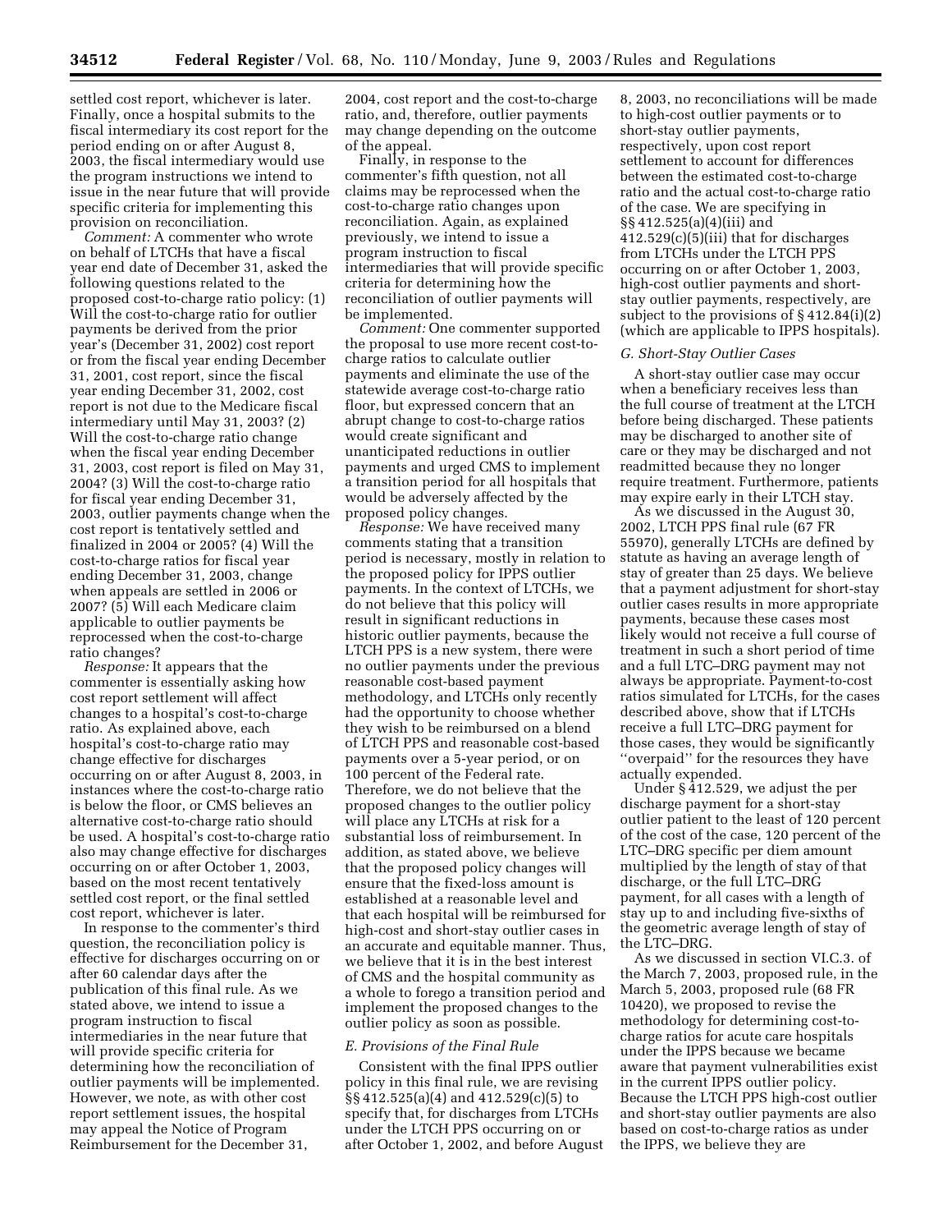settled cost report, whichever is later. Finally, once a hospital submits to the fiscal intermediary its cost report for the period ending on or after August 8, 2003, the fiscal intermediary would use the program instructions we intend to issue in the near future that will provide specific criteria for implementing this provision on reconciliation.

*Comment:* A commenter who wrote on behalf of LTCHs that have a fiscal year end date of December 31, asked the following questions related to the proposed cost-to-charge ratio policy: (1) Will the cost-to-charge ratio for outlier payments be derived from the prior year's (December 31, 2002) cost report or from the fiscal year ending December 31, 2001, cost report, since the fiscal year ending December 31, 2002, cost report is not due to the Medicare fiscal intermediary until May 31, 2003? (2) Will the cost-to-charge ratio change when the fiscal year ending December 31, 2003, cost report is filed on May 31, 2004? (3) Will the cost-to-charge ratio for fiscal year ending December 31, 2003, outlier payments change when the cost report is tentatively settled and finalized in 2004 or 2005? (4) Will the cost-to-charge ratios for fiscal year ending December 31, 2003, change when appeals are settled in 2006 or 2007? (5) Will each Medicare claim applicable to outlier payments be reprocessed when the cost-to-charge ratio changes?

*Response:* It appears that the commenter is essentially asking how cost report settlement will affect changes to a hospital's cost-to-charge ratio. As explained above, each hospital's cost-to-charge ratio may change effective for discharges occurring on or after August 8, 2003, in instances where the cost-to-charge ratio is below the floor, or CMS believes an alternative cost-to-charge ratio should be used. A hospital's cost-to-charge ratio also may change effective for discharges occurring on or after October 1, 2003, based on the most recent tentatively settled cost report, or the final settled cost report, whichever is later.

In response to the commenter's third question, the reconciliation policy is effective for discharges occurring on or after 60 calendar days after the publication of this final rule. As we stated above, we intend to issue a program instruction to fiscal intermediaries in the near future that will provide specific criteria for determining how the reconciliation of outlier payments will be implemented. However, we note, as with other cost report settlement issues, the hospital may appeal the Notice of Program Reimbursement for the December 31, 2004, cost report and the cost-to-charge ratio, and, therefore, outlier payments may change depending on the outcome of the appeal.

Finally, in response to the commenter's fifth question, not all claims may be reprocessed when the cost-to-charge ratio changes upon reconciliation. Again, as explained previously, we intend to issue a program instruction to fiscal intermediaries that will provide specific criteria for determining how the reconciliation of outlier payments will be implemented.

*Comment:* One commenter supported the proposal to use more recent cost-to-charge ratios to calculate outlier payments and eliminate the use of the statewide average cost-to-charge ratio floor, but expressed concern that an abrupt change to cost-to-charge ratios would create significant and unanticipated reductions in outlier payments and urged CMS to implement a transition period for all hospitals that would be adversely affected by the proposed policy changes.

*Response:* We have received many comments stating that a transition period is necessary, mostly in relation to the proposed policy for IPPS outlier payments. In the context of LTCHs, we do not believe that this policy will result in significant reductions in historic outlier payments, because the LTCH PPS is a new system, there were no outlier payments under the previous reasonable cost-based payment methodology, and LTCHs only recently had the opportunity to choose whether they wish to be reimbursed on a blend of LTCH PPS and reasonable cost-based payments over a 5-year period, or on 100 percent of the Federal rate. Therefore, we do not believe that the proposed changes to the outlier policy will place any LTCHs at risk for a substantial loss of reimbursement. In addition, as stated above, we believe that the proposed policy changes will ensure that the fixed-loss amount is established at a reasonable level and that each hospital will be reimbursed for high-cost and short-stay outlier cases in an accurate and equitable manner. Thus, we believe that it is in the best interest of CMS and the hospital community as a whole to forego a transition period and implement the proposed changes to the outlier policy as soon as possible.

### *E. Provisions of the Final Rule*

Consistent with the final IPPS outlier policy in this final rule, we are revising §§ 412.525(a)(4) and 412.529(c)(5) to specify that, for discharges from LTCHs under the LTCH PPS occurring on or after October 1, 2002, and before August 8, 2003, no reconciliations will be made to high-cost outlier payments or to short-stay outlier payments, respectively, upon cost report settlement to account for differences between the estimated cost-to-charge ratio and the actual cost-to-charge ratio of the case. We are specifying in §§ 412.525(a)(4)(iii) and 412.529(c)(5)(iii) that for discharges from LTCHs under the LTCH PPS occurring on or after October 1, 2003, high-cost outlier payments and short-stay outlier payments, respectively, are subject to the provisions of § 412.84(i)(2) (which are applicable to IPPS hospitals).

### *G. Short-Stay Outlier Cases*

A short-stay outlier case may occur when a beneficiary receives less than the full course of treatment at the LTCH before being discharged. These patients may be discharged to another site of care or they may be discharged and not readmitted because they no longer require treatment. Furthermore, patients may expire early in their LTCH stay.

As we discussed in the August 30, 2002, LTCH PPS final rule (67 FR 55970), generally LTCHs are defined by statute as having an average length of stay of greater than 25 days. We believe that a payment adjustment for short-stay outlier cases results in more appropriate payments, because these cases most likely would not receive a full course of treatment in such a short period of time and a full LTC–DRG payment may not always be appropriate. Payment-to-cost ratios simulated for LTCHs, for the cases described above, show that if LTCHs receive a full LTC–DRG payment for those cases, they would be significantly "overpaid" for the resources they have actually expended.

Under § 412.529, we adjust the per discharge payment for a short-stay outlier patient to the least of 120 percent of the cost of the case, 120 percent of the LTC–DRG specific per diem amount multiplied by the length of stay of that discharge, or the full LTC–DRG payment, for all cases with a length of stay up to and including five-sixths of the geometric average length of stay of the LTC–DRG.

As we discussed in section VI.C.3. of the March 7, 2003, proposed rule, in the March 5, 2003, proposed rule (68 FR 10420), we proposed to revise the methodology for determining cost-to-charge ratios for acute care hospitals under the IPPS because we became aware that payment vulnerabilities exist in the current IPPS outlier policy. Because the LTCH PPS high-cost outlier and short-stay outlier payments are also based on cost-to-charge ratios as under the IPPS, we believe they are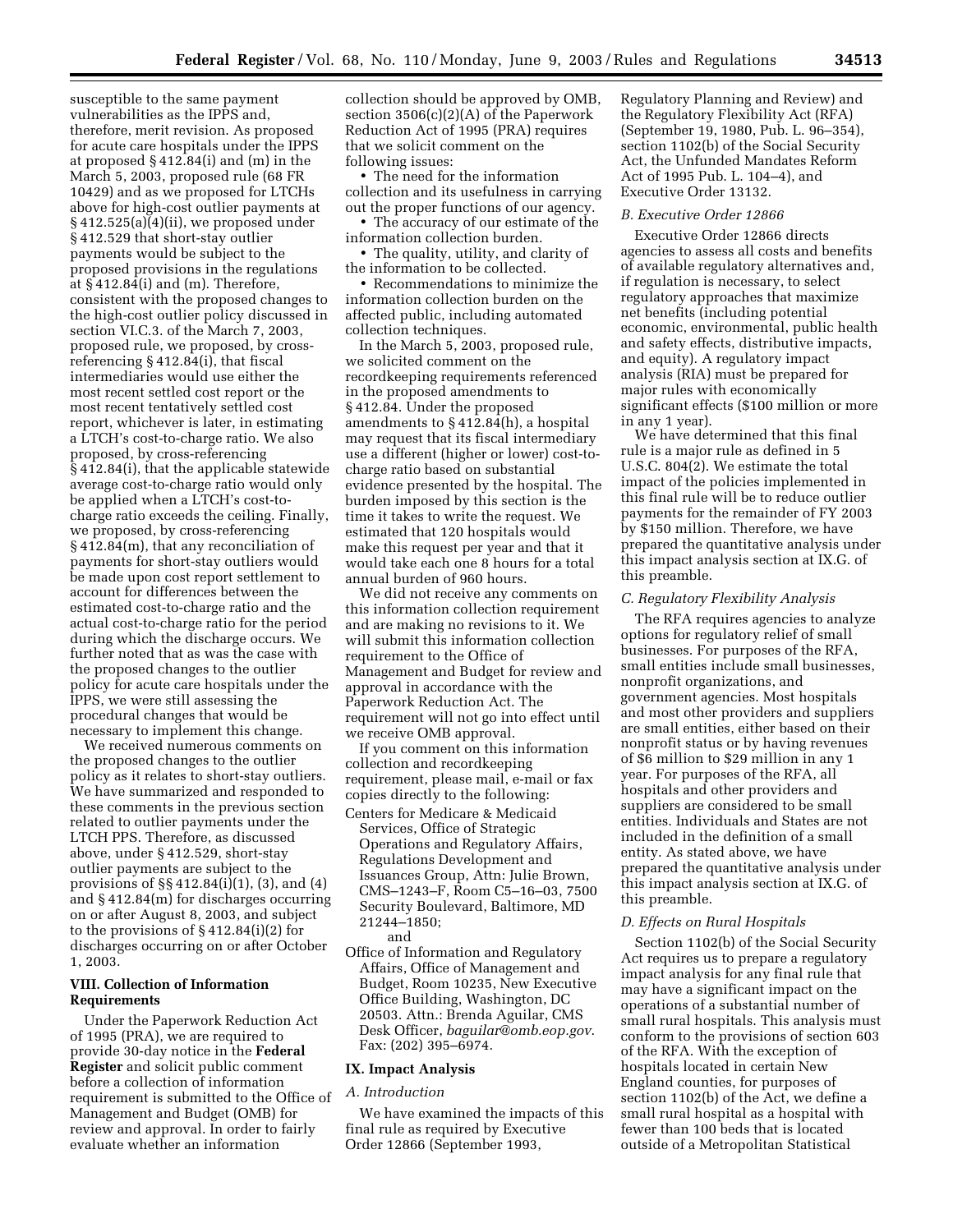susceptible to the same payment vulnerabilities as the IPPS and, therefore, merit revision. As proposed for acute care hospitals under the IPPS at proposed § 412.84(i) and (m) in the March 5, 2003, proposed rule (68 FR 10429) and as we proposed for LTCHs above for high-cost outlier payments at § 412.525(a)(4)(ii), we proposed under § 412.529 that short-stay outlier payments would be subject to the proposed provisions in the regulations at § 412.84(i) and (m). Therefore, consistent with the proposed changes to the high-cost outlier policy discussed in section VI.C.3. of the March 7, 2003, proposed rule, we proposed, by cross-referencing § 412.84(i), that fiscal intermediaries would use either the most recent settled cost report or the most recent tentatively settled cost report, whichever is later, in estimating a LTCH's cost-to-charge ratio. We also proposed, by cross-referencing § 412.84(i), that the applicable statewide average cost-to-charge ratio would only be applied when a LTCH's cost-to-charge ratio exceeds the ceiling. Finally, we proposed, by cross-referencing § 412.84(m), that any reconciliation of payments for short-stay outliers would be made upon cost report settlement to account for differences between the estimated cost-to-charge ratio and the actual cost-to-charge ratio for the period during which the discharge occurs. We further noted that as was the case with the proposed changes to the outlier policy for acute care hospitals under the IPPS, we were still assessing the procedural changes that would be necessary to implement this change.

We received numerous comments on the proposed changes to the outlier policy as it relates to short-stay outliers. We have summarized and responded to these comments in the previous section related to outlier payments under the LTCH PPS. Therefore, as discussed above, under § 412.529, short-stay outlier payments are subject to the provisions of §§ 412.84(i)(1), (3), and (4) and § 412.84(m) for discharges occurring on or after August 8, 2003, and subject to the provisions of § 412.84(i)(2) for discharges occurring on or after October 1, 2003.

## VIII. Collection of Information Requirements

Under the Paperwork Reduction Act of 1995 (PRA), we are required to provide 30-day notice in the **Federal Register** and solicit public comment before a collection of information requirement is submitted to the Office of Management and Budget (OMB) for review and approval. In order to fairly evaluate whether an information collection should be approved by OMB, section 3506(c)(2)(A) of the Paperwork Reduction Act of 1995 (PRA) requires that we solicit comment on the following issues:

- The need for the information collection and its usefulness in carrying out the proper functions of our agency.
- The accuracy of our estimate of the information collection burden.
- The quality, utility, and clarity of the information to be collected.
- Recommendations to minimize the information collection burden on the affected public, including automated collection techniques.

In the March 5, 2003, proposed rule, we solicited comment on the recordkeeping requirements referenced in the proposed amendments to § 412.84. Under the proposed amendments to § 412.84(h), a hospital may request that its fiscal intermediary use a different (higher or lower) cost-to-charge ratio based on substantial evidence presented by the hospital. The burden imposed by this section is the time it takes to write the request. We estimated that 120 hospitals would make this request per year and that it would take each one 8 hours for a total annual burden of 960 hours.

We did not receive any comments on this information collection requirement and are making no revisions to it. We will submit this information collection requirement to the Office of Management and Budget for review and approval in accordance with the Paperwork Reduction Act. The requirement will not go into effect until we receive OMB approval.

If you comment on this information collection and recordkeeping requirement, please mail, e-mail or fax copies directly to the following:

Centers for Medicare & Medicaid Services, Office of Strategic Operations and Regulatory Affairs, Regulations Development and Issuances Group, Attn: Julie Brown, CMS–1243–F, Room C5–16–03, 7500 Security Boulevard, Baltimore, MD 21244–1850;

and

Office of Information and Regulatory Affairs, Office of Management and Budget, Room 10235, New Executive Office Building, Washington, DC 20503. Attn.: Brenda Aguilar, CMS Desk Officer, *baguilar@omb.eop.gov*. Fax: (202) 395–6974.

## IX. Impact Analysis

### *A. Introduction*

We have examined the impacts of this final rule as required by Executive Order 12866 (September 1993, Regulatory Planning and Review) and the Regulatory Flexibility Act (RFA) (September 19, 1980, Pub. L. 96–354), section 1102(b) of the Social Security Act, the Unfunded Mandates Reform Act of 1995 Pub. L. 104–4), and Executive Order 13132.

### *B. Executive Order 12866*

Executive Order 12866 directs agencies to assess all costs and benefits of available regulatory alternatives and, if regulation is necessary, to select regulatory approaches that maximize net benefits (including potential economic, environmental, public health and safety effects, distributive impacts, and equity). A regulatory impact analysis (RIA) must be prepared for major rules with economically significant effects ($100 million or more in any 1 year).

We have determined that this final rule is a major rule as defined in 5 U.S.C. 804(2). We estimate the total impact of the policies implemented in this final rule will be to reduce outlier payments for the remainder of FY 2003 by $150 million. Therefore, we have prepared the quantitative analysis under this impact analysis section at IX.G. of this preamble.

### *C. Regulatory Flexibility Analysis*

The RFA requires agencies to analyze options for regulatory relief of small businesses. For purposes of the RFA, small entities include small businesses, nonprofit organizations, and government agencies. Most hospitals and most other providers and suppliers are small entities, either based on their nonprofit status or by having revenues of $6 million to $29 million in any 1 year. For purposes of the RFA, all hospitals and other providers and suppliers are considered to be small entities. Individuals and States are not included in the definition of a small entity. As stated above, we have prepared the quantitative analysis under this impact analysis section at IX.G. of this preamble.

### *D. Effects on Rural Hospitals*

Section 1102(b) of the Social Security Act requires us to prepare a regulatory impact analysis for any final rule that may have a significant impact on the operations of a substantial number of small rural hospitals. This analysis must conform to the provisions of section 603 of the RFA. With the exception of hospitals located in certain New England counties, for purposes of section 1102(b) of the Act, we define a small rural hospital as a hospital with fewer than 100 beds that is located outside of a Metropolitan Statistical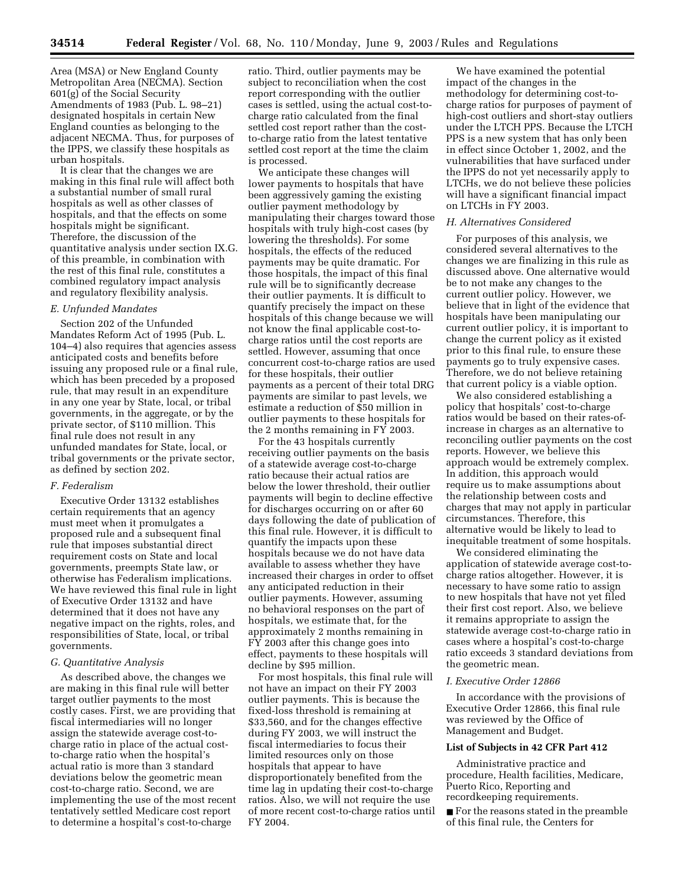Area (MSA) or New England County Metropolitan Area (NECMA). Section 601(g) of the Social Security Amendments of 1983 (Pub. L. 98–21) designated hospitals in certain New England counties as belonging to the adjacent NECMA. Thus, for purposes of the IPPS, we classify these hospitals as urban hospitals.

It is clear that the changes we are making in this final rule will affect both a substantial number of small rural hospitals as well as other classes of hospitals, and that the effects on some hospitals might be significant. Therefore, the discussion of the quantitative analysis under section IX.G. of this preamble, in combination with the rest of this final rule, constitutes a combined regulatory impact analysis and regulatory flexibility analysis.

### *E. Unfunded Mandates*

Section 202 of the Unfunded Mandates Reform Act of 1995 (Pub. L. 104–4) also requires that agencies assess anticipated costs and benefits before issuing any proposed rule or a final rule, which has been preceded by a proposed rule, that may result in an expenditure in any one year by State, local, or tribal governments, in the aggregate, or by the private sector, of $110 million. This final rule does not result in any unfunded mandates for State, local, or tribal governments or the private sector, as defined by section 202.

### *F. Federalism*

Executive Order 13132 establishes certain requirements that an agency must meet when it promulgates a proposed rule and a subsequent final rule that imposes substantial direct requirement costs on State and local governments, preempts State law, or otherwise has Federalism implications. We have reviewed this final rule in light of Executive Order 13132 and have determined that it does not have any negative impact on the rights, roles, and responsibilities of State, local, or tribal governments.

### *G. Quantitative Analysis*

As described above, the changes we are making in this final rule will better target outlier payments to the most costly cases. First, we are providing that fiscal intermediaries will no longer assign the statewide average cost-to-charge ratio in place of the actual cost-to-charge ratio when the hospital's actual ratio is more than 3 standard deviations below the geometric mean cost-to-charge ratio. Second, we are implementing the use of the most recent tentatively settled Medicare cost report to determine a hospital's cost-to-charge ratio. Third, outlier payments may be subject to reconciliation when the cost report corresponding with the outlier cases is settled, using the actual cost-to-charge ratio calculated from the final settled cost report rather than the cost-to-charge ratio from the latest tentative settled cost report at the time the claim is processed.

We anticipate these changes will lower payments to hospitals that have been aggressively gaming the existing outlier payment methodology by manipulating their charges toward those hospitals with truly high-cost cases (by lowering the thresholds). For some hospitals, the effects of the reduced payments may be quite dramatic. For those hospitals, the impact of this final rule will be to significantly decrease their outlier payments. It is difficult to quantify precisely the impact on these hospitals of this change because we will not know the final applicable cost-to-charge ratios until the cost reports are settled. However, assuming that once concurrent cost-to-charge ratios are used for these hospitals, their outlier payments as a percent of their total DRG payments are similar to past levels, we estimate a reduction of $50 million in outlier payments to these hospitals for the 2 months remaining in FY 2003.

For the 43 hospitals currently receiving outlier payments on the basis of a statewide average cost-to-charge ratio because their actual ratios are below the lower threshold, their outlier payments will begin to decline effective for discharges occurring on or after 60 days following the date of publication of this final rule. However, it is difficult to quantify the impacts upon these hospitals because we do not have data available to assess whether they have increased their charges in order to offset any anticipated reduction in their outlier payments. However, assuming no behavioral responses on the part of hospitals, we estimate that, for the approximately 2 months remaining in FY 2003 after this change goes into effect, payments to these hospitals will decline by $95 million.

For most hospitals, this final rule will not have an impact on their FY 2003 outlier payments. This is because the fixed-loss threshold is remaining at $33,560, and for the changes effective during FY 2003, we will instruct the fiscal intermediaries to focus their limited resources only on those hospitals that appear to have disproportionately benefited from the time lag in updating their cost-to-charge ratios. Also, we will not require the use of more recent cost-to-charge ratios until FY 2004.

We have examined the potential impact of the changes in the methodology for determining cost-to-charge ratios for purposes of payment of high-cost outliers and short-stay outliers under the LTCH PPS. Because the LTCH PPS is a new system that has only been in effect since October 1, 2002, and the vulnerabilities that have surfaced under the IPPS do not yet necessarily apply to LTCHs, we do not believe these policies will have a significant financial impact on LTCHs in FY 2003.

### *H. Alternatives Considered*

For purposes of this analysis, we considered several alternatives to the changes we are finalizing in this rule as discussed above. One alternative would be to not make any changes to the current outlier policy. However, we believe that in light of the evidence that hospitals have been manipulating our current outlier policy, it is important to change the current policy as it existed prior to this final rule, to ensure these payments go to truly expensive cases. Therefore, we do not believe retaining that current policy is a viable option.

We also considered establishing a policy that hospitals' cost-to-charge ratios would be based on their rates-of-increase in charges as an alternative to reconciling outlier payments on the cost reports. However, we believe this approach would be extremely complex. In addition, this approach would require us to make assumptions about the relationship between costs and charges that may not apply in particular circumstances. Therefore, this alternative would be likely to lead to inequitable treatment of some hospitals.

We considered eliminating the application of statewide average cost-to-charge ratios altogether. However, it is necessary to have some ratio to assign to new hospitals that have not yet filed their first cost report. Also, we believe it remains appropriate to assign the statewide average cost-to-charge ratio in cases where a hospital's cost-to-charge ratio exceeds 3 standard deviations from the geometric mean.

### *I. Executive Order 12866*

In accordance with the provisions of Executive Order 12866, this final rule was reviewed by the Office of Management and Budget.

**List of Subjects in 42 CFR Part 412**

Administrative practice and procedure, Health facilities, Medicare, Puerto Rico, Reporting and recordkeeping requirements.

■ For the reasons stated in the preamble of this final rule, the Centers for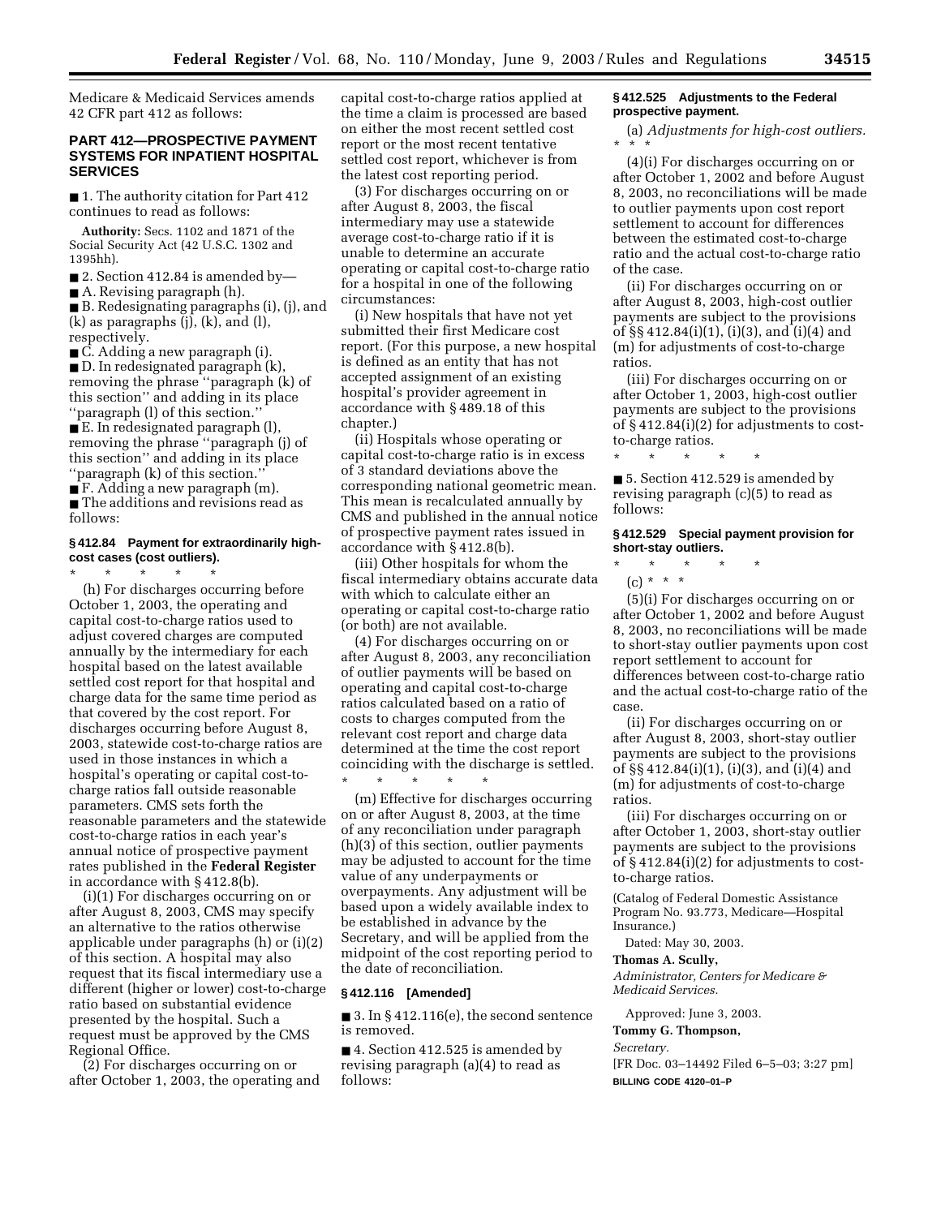Medicare & Medicaid Services amends 42 CFR part 412 as follows:

## PART 412—PROSPECTIVE PAYMENT SYSTEMS FOR INPATIENT HOSPITAL SERVICES

■ 1. The authority citation for Part 412 continues to read as follows:

**Authority:** Secs. 1102 and 1871 of the Social Security Act (42 U.S.C. 1302 and 1395hh).

■ 2. Section 412.84 is amended by—

■ A. Revising paragraph (h).

■ B. Redesignating paragraphs (i), (j), and (k) as paragraphs (j), (k), and (l), respectively.

■ C. Adding a new paragraph (i).

■ D. In redesignated paragraph (k), removing the phrase ''paragraph (k) of this section'' and adding in its place ''paragraph (l) of this section.''

■ E. In redesignated paragraph (l), removing the phrase ''paragraph (j) of this section'' and adding in its place ''paragraph (k) of this section.''

■ F. Adding a new paragraph (m).

■ The additions and revisions read as follows:

### § 412.84 Payment for extraordinarily high-cost cases (cost outliers).

\* \* \* \* \*

(h) For discharges occurring before October 1, 2003, the operating and capital cost-to-charge ratios used to adjust covered charges are computed annually by the intermediary for each hospital based on the latest available settled cost report for that hospital and charge data for the same time period as that covered by the cost report. For discharges occurring before August 8, 2003, statewide cost-to-charge ratios are used in those instances in which a hospital's operating or capital cost-to-charge ratios fall outside reasonable parameters. CMS sets forth the reasonable parameters and the statewide cost-to-charge ratios in each year's annual notice of prospective payment rates published in the **Federal Register** in accordance with § 412.8(b).

(i)(1) For discharges occurring on or after August 8, 2003, CMS may specify an alternative to the ratios otherwise applicable under paragraphs (h) or (i)(2) of this section. A hospital may also request that its fiscal intermediary use a different (higher or lower) cost-to-charge ratio based on substantial evidence presented by the hospital. Such a request must be approved by the CMS Regional Office.

(2) For discharges occurring on or after October 1, 2003, the operating and capital cost-to-charge ratios applied at the time a claim is processed are based on either the most recent settled cost report or the most recent tentative settled cost report, whichever is from the latest cost reporting period.

(3) For discharges occurring on or after August 8, 2003, the fiscal intermediary may use a statewide average cost-to-charge ratio if it is unable to determine an accurate operating or capital cost-to-charge ratio for a hospital in one of the following circumstances:

(i) New hospitals that have not yet submitted their first Medicare cost report. (For this purpose, a new hospital is defined as an entity that has not accepted assignment of an existing hospital's provider agreement in accordance with § 489.18 of this chapter.)

(ii) Hospitals whose operating or capital cost-to-charge ratio is in excess of 3 standard deviations above the corresponding national geometric mean. This mean is recalculated annually by CMS and published in the annual notice of prospective payment rates issued in accordance with § 412.8(b).

(iii) Other hospitals for whom the fiscal intermediary obtains accurate data with which to calculate either an operating or capital cost-to-charge ratio (or both) are not available.

(4) For discharges occurring on or after August 8, 2003, any reconciliation of outlier payments will be based on operating and capital cost-to-charge ratios calculated based on a ratio of costs to charges computed from the relevant cost report and charge data determined at the time the cost report coinciding with the discharge is settled.

\* \* \* \* \*

(m) Effective for discharges occurring on or after August 8, 2003, at the time of any reconciliation under paragraph (h)(3) of this section, outlier payments may be adjusted to account for the time value of any underpayments or overpayments. Any adjustment will be based upon a widely available index to be established in advance by the Secretary, and will be applied from the midpoint of the cost reporting period to the date of reconciliation.

### § 412.116 [Amended]

■ 3. In § 412.116(e), the second sentence is removed.

■ 4. Section 412.525 is amended by revising paragraph (a)(4) to read as follows:

### § 412.525 Adjustments to the Federal prospective payment.

(a) *Adjustments for high-cost outliers.* \* \* \*

(4)(i) For discharges occurring on or after October 1, 2002 and before August 8, 2003, no reconciliations will be made to outlier payments upon cost report settlement to account for differences between the estimated cost-to-charge ratio and the actual cost-to-charge ratio of the case.

(ii) For discharges occurring on or after August 8, 2003, high-cost outlier payments are subject to the provisions of §§ 412.84(i)(1), (i)(3), and (i)(4) and (m) for adjustments of cost-to-charge ratios.

(iii) For discharges occurring on or after October 1, 2003, high-cost outlier payments are subject to the provisions of § 412.84(i)(2) for adjustments to cost-to-charge ratios.

\* \* \* \* \*

■ 5. Section 412.529 is amended by revising paragraph (c)(5) to read as follows:

### § 412.529 Special payment provision for short-stay outliers.

\* \* \* \* \*

(c) \* \* \*

(5)(i) For discharges occurring on or after October 1, 2002 and before August 8, 2003, no reconciliations will be made to short-stay outlier payments upon cost report settlement to account for differences between cost-to-charge ratio and the actual cost-to-charge ratio of the case.

(ii) For discharges occurring on or after August 8, 2003, short-stay outlier payments are subject to the provisions of §§ 412.84(i)(1), (i)(3), and (i)(4) and (m) for adjustments of cost-to-charge ratios.

(iii) For discharges occurring on or after October 1, 2003, short-stay outlier payments are subject to the provisions of § 412.84(i)(2) for adjustments to cost-to-charge ratios.

(Catalog of Federal Domestic Assistance Program No. 93.773, Medicare—Hospital Insurance.)

Dated: May 30, 2003.

**Thomas A. Scully,**

*Administrator, Centers for Medicare & Medicaid Services.*

Approved: June 3, 2003.

**Tommy G. Thompson,**

*Secretary.*

[FR Doc. 03–14492 Filed 6–5–03; 3:27 pm]

**BILLING CODE 4120–01–P**